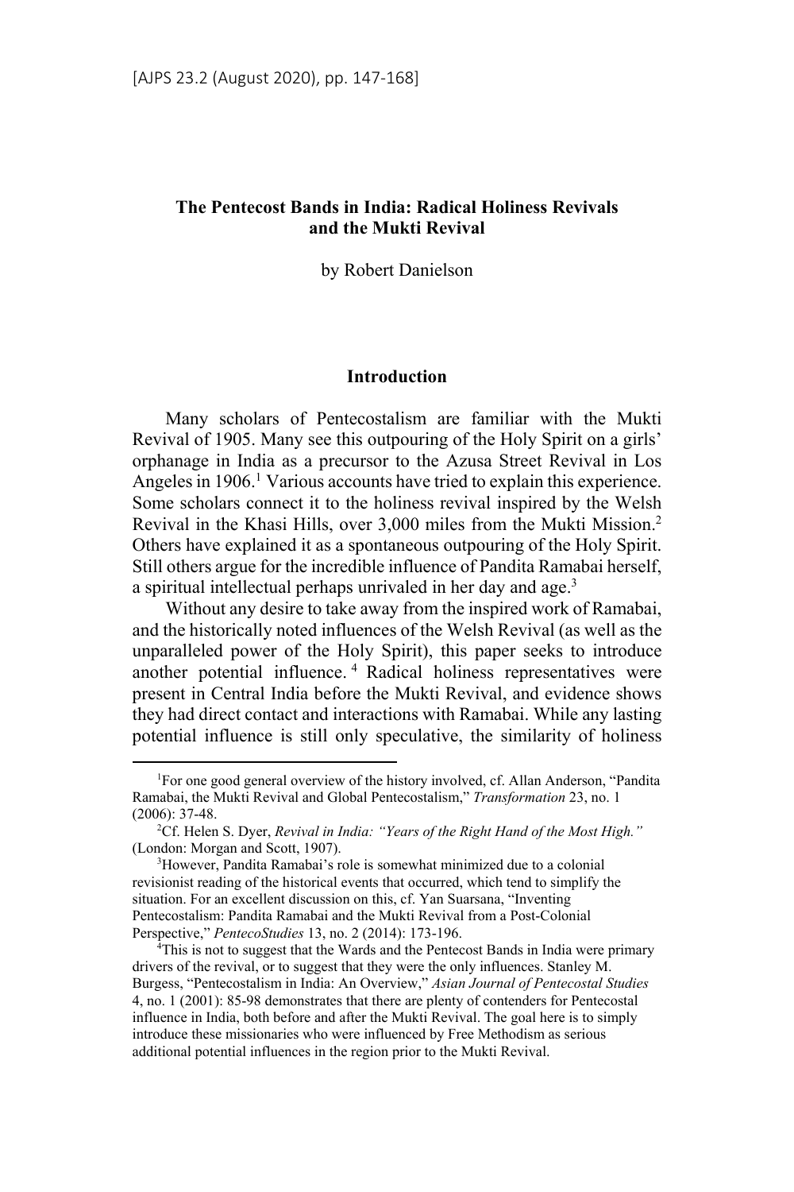# The Pentecost Bands in India: Radical Holiness Revivals and the Mukti Revival

by Robert Danielson

## Introduction

Many scholars of Pentecostalism are familiar with the Mukti Revival of 1905. Many see this outpouring of the Holy Spirit on a girls' orphanage in India as a precursor to the Azusa Street Revival in Los Angeles in 1906.[1] Various accounts have tried to explain this experience. Some scholars connect it to the holiness revival inspired by the Welsh Revival in the Khasi Hills, over 3,000 miles from the Mukti Mission.[2] Others have explained it as a spontaneous outpouring of the Holy Spirit. Still others argue for the incredible influence of Pandita Ramabai herself, a spiritual intellectual perhaps unrivaled in her day and age.[3]

Without any desire to take away from the inspired work of Ramabai, and the historically noted influences of the Welsh Revival (as well as the unparalleled power of the Holy Spirit), this paper seeks to introduce another potential influence.[4] Radical holiness representatives were present in Central India before the Mukti Revival, and evidence shows they had direct contact and interactions with Ramabai. While any lasting potential influence is still only speculative, the similarity of holiness

---

[1] For one good general overview of the history involved, cf. Allan Anderson, "Pandita Ramabai, the Mukti Revival and Global Pentecostalism," *Transformation* 23, no. 1 (2006): 37-48.

[2] Cf. Helen S. Dyer, *Revival in India: "Years of the Right Hand of the Most High."* (London: Morgan and Scott, 1907).

[3] However, Pandita Ramabai's role is somewhat minimized due to a colonial revisionist reading of the historical events that occurred, which tend to simplify the situation. For an excellent discussion on this, cf. Yan Suarsana, "Inventing Pentecostalism: Pandita Ramabai and the Mukti Revival from a Post-Colonial Perspective," *PentecoStudies* 13, no. 2 (2014): 173-196.

[4] This is not to suggest that the Wards and the Pentecost Bands in India were primary drivers of the revival, or to suggest that they were the only influences. Stanley M. Burgess, "Pentecostalism in India: An Overview," *Asian Journal of Pentecostal Studies* 4, no. 1 (2001): 85-98 demonstrates that there are plenty of contenders for Pentecostal influence in India, both before and after the Mukti Revival. The goal here is to simply introduce these missionaries who were influenced by Free Methodism as serious additional potential influences in the region prior to the Mukti Revival.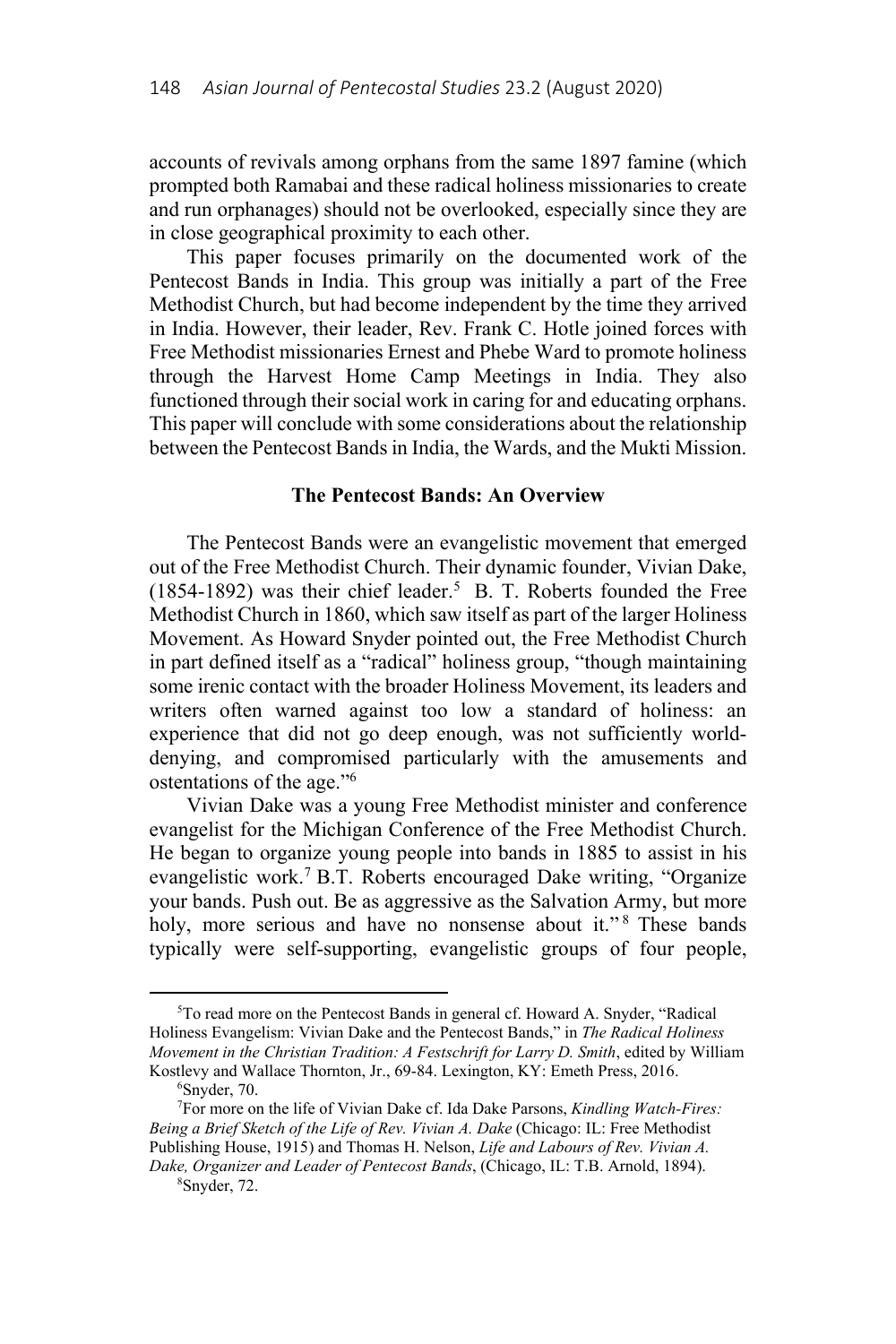accounts of revivals among orphans from the same 1897 famine (which prompted both Ramabai and these radical holiness missionaries to create and run orphanages) should not be overlooked, especially since they are in close geographical proximity to each other.

This paper focuses primarily on the documented work of the Pentecost Bands in India. This group was initially a part of the Free Methodist Church, but had become independent by the time they arrived in India. However, their leader, Rev. Frank C. Hotle joined forces with Free Methodist missionaries Ernest and Phebe Ward to promote holiness through the Harvest Home Camp Meetings in India. They also functioned through their social work in caring for and educating orphans. This paper will conclude with some considerations about the relationship between the Pentecost Bands in India, the Wards, and the Mukti Mission.

## The Pentecost Bands: An Overview

The Pentecost Bands were an evangelistic movement that emerged out of the Free Methodist Church. Their dynamic founder, Vivian Dake, (1854-1892) was their chief leader.[5] B. T. Roberts founded the Free Methodist Church in 1860, which saw itself as part of the larger Holiness Movement. As Howard Snyder pointed out, the Free Methodist Church in part defined itself as a "radical" holiness group, "though maintaining some irenic contact with the broader Holiness Movement, its leaders and writers often warned against too low a standard of holiness: an experience that did not go deep enough, was not sufficiently world-denying, and compromised particularly with the amusements and ostentations of the age."[6]

Vivian Dake was a young Free Methodist minister and conference evangelist for the Michigan Conference of the Free Methodist Church. He began to organize young people into bands in 1885 to assist in his evangelistic work.[7] B.T. Roberts encouraged Dake writing, "Organize your bands. Push out. Be as aggressive as the Salvation Army, but more holy, more serious and have no nonsense about it."[8] These bands typically were self-supporting, evangelistic groups of four people,

---

[5]To read more on the Pentecost Bands in general cf. Howard A. Snyder, "Radical Holiness Evangelism: Vivian Dake and the Pentecost Bands," in *The Radical Holiness Movement in the Christian Tradition: A Festschrift for Larry D. Smith*, edited by William Kostlevy and Wallace Thornton, Jr., 69-84. Lexington, KY: Emeth Press, 2016.

[6]Snyder, 70.

[7]For more on the life of Vivian Dake cf. Ida Dake Parsons, *Kindling Watch-Fires: Being a Brief Sketch of the Life of Rev. Vivian A. Dake* (Chicago: IL: Free Methodist Publishing House, 1915) and Thomas H. Nelson, *Life and Labours of Rev. Vivian A. Dake, Organizer and Leader of Pentecost Bands*, (Chicago, IL: T.B. Arnold, 1894).

[8]Snyder, 72.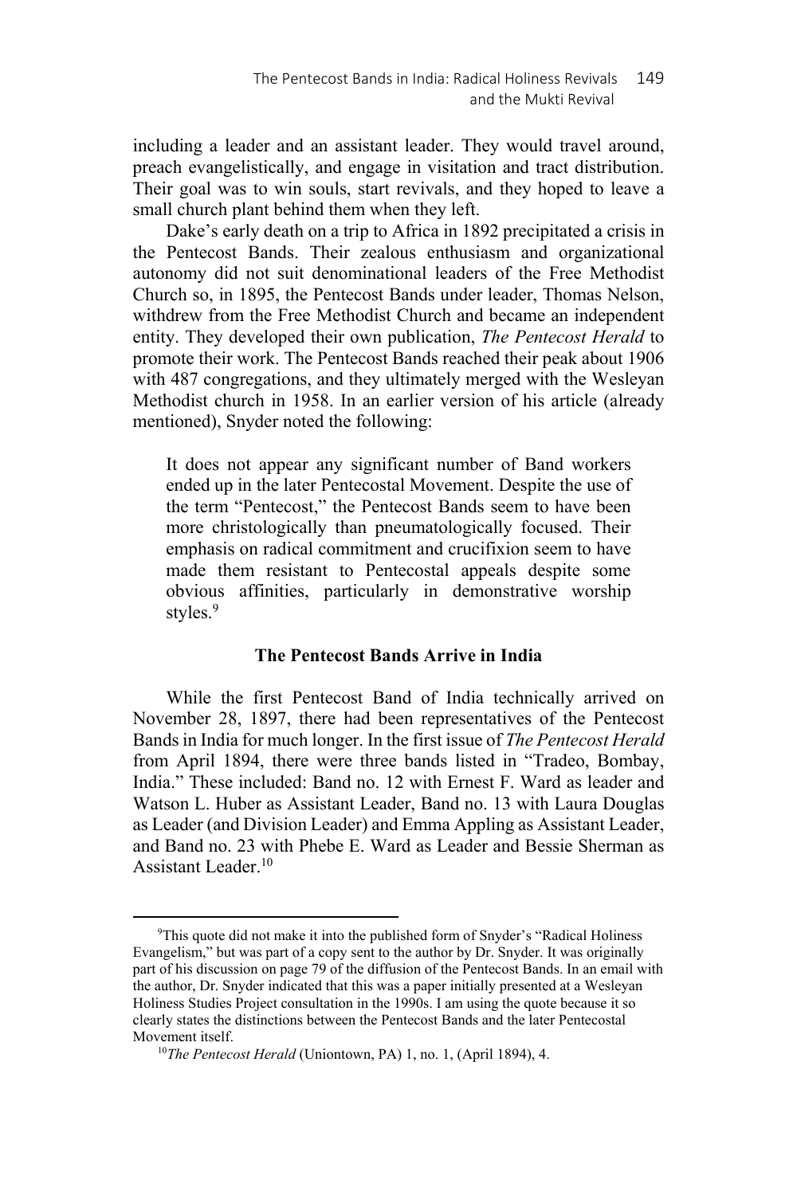including a leader and an assistant leader. They would travel around, preach evangelistically, and engage in visitation and tract distribution. Their goal was to win souls, start revivals, and they hoped to leave a small church plant behind them when they left.

Dake's early death on a trip to Africa in 1892 precipitated a crisis in the Pentecost Bands. Their zealous enthusiasm and organizational autonomy did not suit denominational leaders of the Free Methodist Church so, in 1895, the Pentecost Bands under leader, Thomas Nelson, withdrew from the Free Methodist Church and became an independent entity. They developed their own publication, *The Pentecost Herald* to promote their work. The Pentecost Bands reached their peak about 1906 with 487 congregations, and they ultimately merged with the Wesleyan Methodist church in 1958. In an earlier version of his article (already mentioned), Snyder noted the following:

> It does not appear any significant number of Band workers ended up in the later Pentecostal Movement. Despite the use of the term "Pentecost," the Pentecost Bands seem to have been more christologically than pneumatologically focused. Their emphasis on radical commitment and crucifixion seem to have made them resistant to Pentecostal appeals despite some obvious affinities, particularly in demonstrative worship styles.[9]

### The Pentecost Bands Arrive in India

While the first Pentecost Band of India technically arrived on November 28, 1897, there had been representatives of the Pentecost Bands in India for much longer. In the first issue of *The Pentecost Herald* from April 1894, there were three bands listed in "Tradeo, Bombay, India." These included: Band no. 12 with Ernest F. Ward as leader and Watson L. Huber as Assistant Leader, Band no. 13 with Laura Douglas as Leader (and Division Leader) and Emma Appling as Assistant Leader, and Band no. 23 with Phebe E. Ward as Leader and Bessie Sherman as Assistant Leader.[10]

---

[9]This quote did not make it into the published form of Snyder's "Radical Holiness Evangelism," but was part of a copy sent to the author by Dr. Snyder. It was originally part of his discussion on page 79 of the diffusion of the Pentecost Bands. In an email with the author, Dr. Snyder indicated that this was a paper initially presented at a Wesleyan Holiness Studies Project consultation in the 1990s. I am using the quote because it so clearly states the distinctions between the Pentecost Bands and the later Pentecostal Movement itself.

[10]*The Pentecost Herald* (Uniontown, PA) 1, no. 1, (April 1894), 4.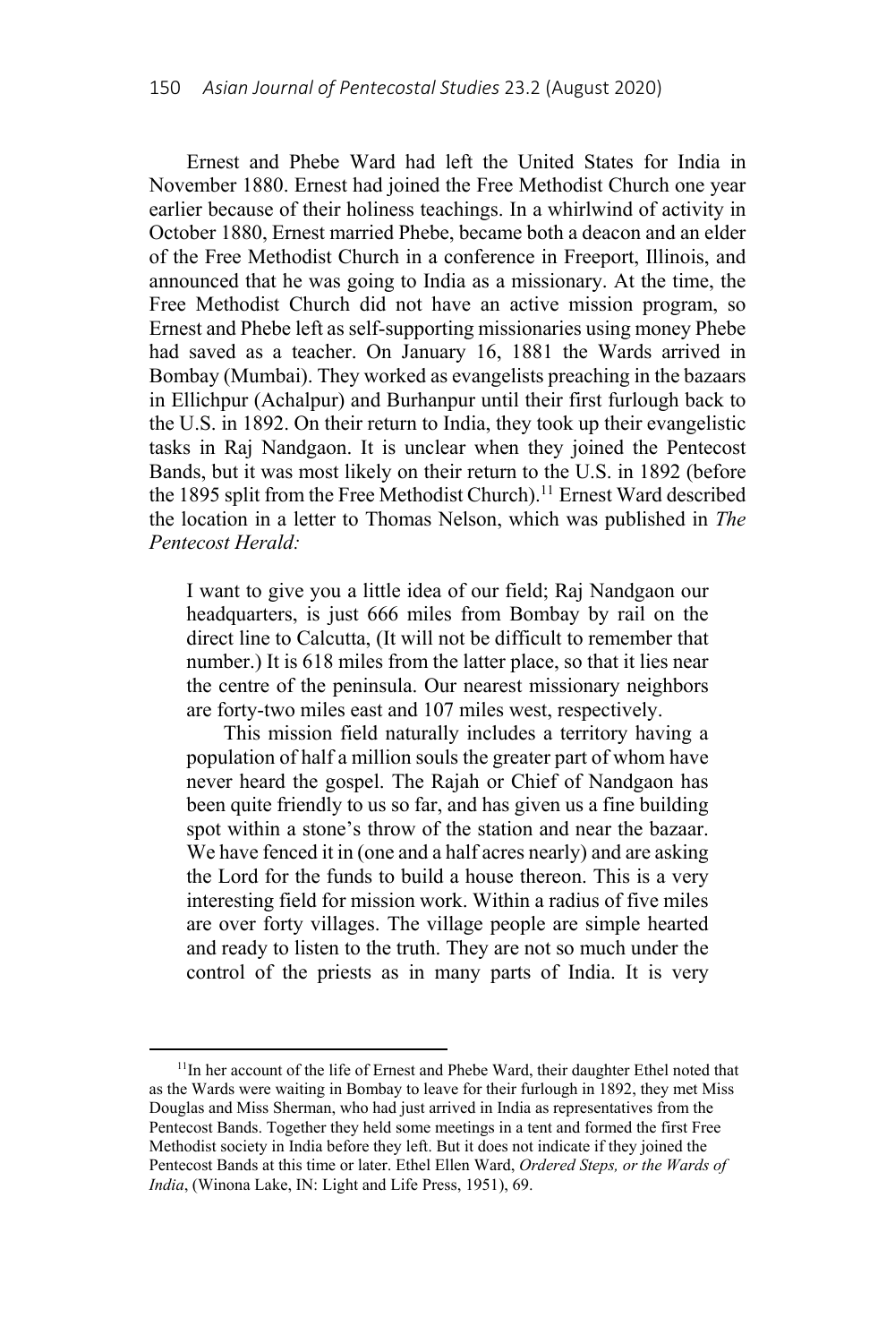Ernest and Phebe Ward had left the United States for India in November 1880. Ernest had joined the Free Methodist Church one year earlier because of their holiness teachings. In a whirlwind of activity in October 1880, Ernest married Phebe, became both a deacon and an elder of the Free Methodist Church in a conference in Freeport, Illinois, and announced that he was going to India as a missionary. At the time, the Free Methodist Church did not have an active mission program, so Ernest and Phebe left as self-supporting missionaries using money Phebe had saved as a teacher. On January 16, 1881 the Wards arrived in Bombay (Mumbai). They worked as evangelists preaching in the bazaars in Ellichpur (Achalpur) and Burhanpur until their first furlough back to the U.S. in 1892. On their return to India, they took up their evangelistic tasks in Raj Nandgaon. It is unclear when they joined the Pentecost Bands, but it was most likely on their return to the U.S. in 1892 (before the 1895 split from the Free Methodist Church).[11] Ernest Ward described the location in a letter to Thomas Nelson, which was published in *The Pentecost Herald:*

> I want to give you a little idea of our field; Raj Nandgaon our headquarters, is just 666 miles from Bombay by rail on the direct line to Calcutta, (It will not be difficult to remember that number.) It is 618 miles from the latter place, so that it lies near the centre of the peninsula. Our nearest missionary neighbors are forty-two miles east and 107 miles west, respectively.
>
> This mission field naturally includes a territory having a population of half a million souls the greater part of whom have never heard the gospel. The Rajah or Chief of Nandgaon has been quite friendly to us so far, and has given us a fine building spot within a stone's throw of the station and near the bazaar. We have fenced it in (one and a half acres nearly) and are asking the Lord for the funds to build a house thereon. This is a very interesting field for mission work. Within a radius of five miles are over forty villages. The village people are simple hearted and ready to listen to the truth. They are not so much under the control of the priests as in many parts of India. It is very

---

[11] In her account of the life of Ernest and Phebe Ward, their daughter Ethel noted that as the Wards were waiting in Bombay to leave for their furlough in 1892, they met Miss Douglas and Miss Sherman, who had just arrived in India as representatives from the Pentecost Bands. Together they held some meetings in a tent and formed the first Free Methodist society in India before they left. But it does not indicate if they joined the Pentecost Bands at this time or later. Ethel Ellen Ward, *Ordered Steps, or the Wards of India*, (Winona Lake, IN: Light and Life Press, 1951), 69.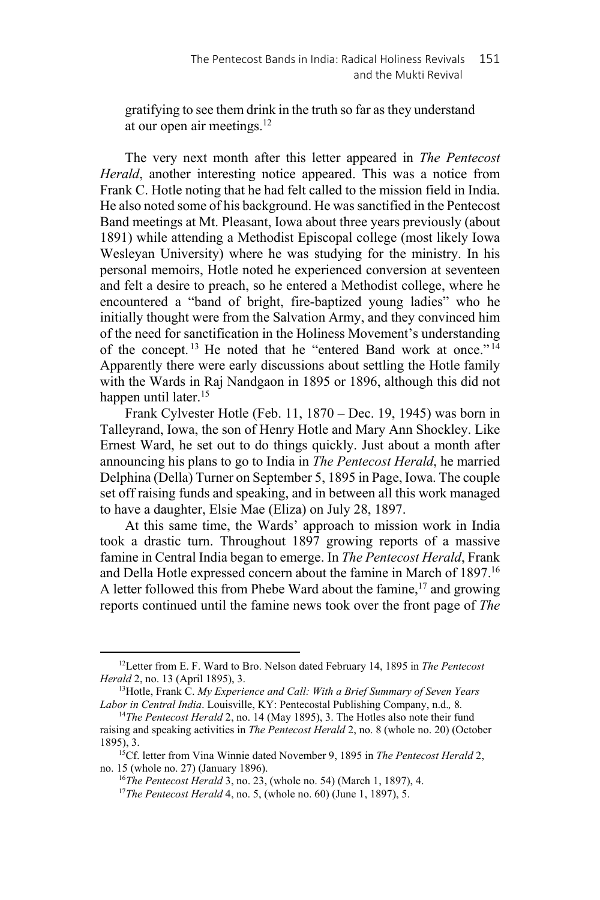gratifying to see them drink in the truth so far as they understand at our open air meetings.[12]

The very next month after this letter appeared in *The Pentecost Herald*, another interesting notice appeared. This was a notice from Frank C. Hotle noting that he had felt called to the mission field in India. He also noted some of his background. He was sanctified in the Pentecost Band meetings at Mt. Pleasant, Iowa about three years previously (about 1891) while attending a Methodist Episcopal college (most likely Iowa Wesleyan University) where he was studying for the ministry. In his personal memoirs, Hotle noted he experienced conversion at seventeen and felt a desire to preach, so he entered a Methodist college, where he encountered a "band of bright, fire-baptized young ladies" who he initially thought were from the Salvation Army, and they convinced him of the need for sanctification in the Holiness Movement's understanding of the concept.[13] He noted that he "entered Band work at once."[14] Apparently there were early discussions about settling the Hotle family with the Wards in Raj Nandgaon in 1895 or 1896, although this did not happen until later.[15]

Frank Cylvester Hotle (Feb. 11, 1870 – Dec. 19, 1945) was born in Talleyrand, Iowa, the son of Henry Hotle and Mary Ann Shockley. Like Ernest Ward, he set out to do things quickly. Just about a month after announcing his plans to go to India in *The Pentecost Herald*, he married Delphina (Della) Turner on September 5, 1895 in Page, Iowa. The couple set off raising funds and speaking, and in between all this work managed to have a daughter, Elsie Mae (Eliza) on July 28, 1897.

At this same time, the Wards' approach to mission work in India took a drastic turn. Throughout 1897 growing reports of a massive famine in Central India began to emerge. In *The Pentecost Herald*, Frank and Della Hotle expressed concern about the famine in March of 1897.[16] A letter followed this from Phebe Ward about the famine,[17] and growing reports continued until the famine news took over the front page of *The*

---

[12] Letter from E. F. Ward to Bro. Nelson dated February 14, 1895 in *The Pentecost Herald* 2, no. 13 (April 1895), 3.

[13] Hotle, Frank C. *My Experience and Call: With a Brief Summary of Seven Years Labor in Central India*. Louisville, KY: Pentecostal Publishing Company, n.d., 8.

[14] *The Pentecost Herald* 2, no. 14 (May 1895), 3. The Hotles also note their fund raising and speaking activities in *The Pentecost Herald* 2, no. 8 (whole no. 20) (October 1895), 3.

[15] Cf. letter from Vina Winnie dated November 9, 1895 in *The Pentecost Herald* 2, no. 15 (whole no. 27) (January 1896).

[16] *The Pentecost Herald* 3, no. 23, (whole no. 54) (March 1, 1897), 4.

[17] *The Pentecost Herald* 4, no. 5, (whole no. 60) (June 1, 1897), 5.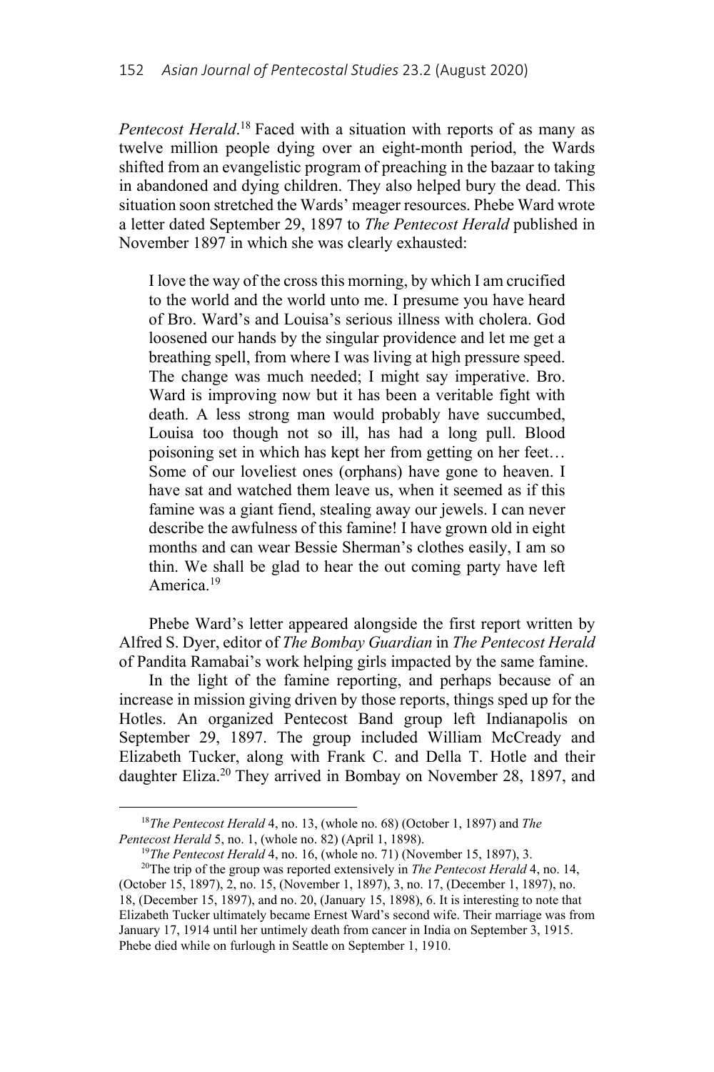*Pentecost Herald*.[18] Faced with a situation with reports of as many as twelve million people dying over an eight-month period, the Wards shifted from an evangelistic program of preaching in the bazaar to taking in abandoned and dying children. They also helped bury the dead. This situation soon stretched the Wards' meager resources. Phebe Ward wrote a letter dated September 29, 1897 to *The Pentecost Herald* published in November 1897 in which she was clearly exhausted:

> I love the way of the cross this morning, by which I am crucified to the world and the world unto me. I presume you have heard of Bro. Ward's and Louisa's serious illness with cholera. God loosened our hands by the singular providence and let me get a breathing spell, from where I was living at high pressure speed. The change was much needed; I might say imperative. Bro. Ward is improving now but it has been a veritable fight with death. A less strong man would probably have succumbed, Louisa too though not so ill, has had a long pull. Blood poisoning set in which has kept her from getting on her feet… Some of our loveliest ones (orphans) have gone to heaven. I have sat and watched them leave us, when it seemed as if this famine was a giant fiend, stealing away our jewels. I can never describe the awfulness of this famine! I have grown old in eight months and can wear Bessie Sherman's clothes easily, I am so thin. We shall be glad to hear the out coming party have left America.[19]

Phebe Ward's letter appeared alongside the first report written by Alfred S. Dyer, editor of *The Bombay Guardian* in *The Pentecost Herald* of Pandita Ramabai's work helping girls impacted by the same famine.

In the light of the famine reporting, and perhaps because of an increase in mission giving driven by those reports, things sped up for the Hotles. An organized Pentecost Band group left Indianapolis on September 29, 1897. The group included William McCready and Elizabeth Tucker, along with Frank C. and Della T. Hotle and their daughter Eliza.[20] They arrived in Bombay on November 28, 1897, and

---

[18] *The Pentecost Herald* 4, no. 13, (whole no. 68) (October 1, 1897) and *The Pentecost Herald* 5, no. 1, (whole no. 82) (April 1, 1898).

[19] *The Pentecost Herald* 4, no. 16, (whole no. 71) (November 15, 1897), 3.

[20] The trip of the group was reported extensively in *The Pentecost Herald* 4, no. 14, (October 15, 1897), 2, no. 15, (November 1, 1897), 3, no. 17, (December 1, 1897), no. 18, (December 15, 1897), and no. 20, (January 15, 1898), 6. It is interesting to note that Elizabeth Tucker ultimately became Ernest Ward's second wife. Their marriage was from January 17, 1914 until her untimely death from cancer in India on September 3, 1915. Phebe died while on furlough in Seattle on September 1, 1910.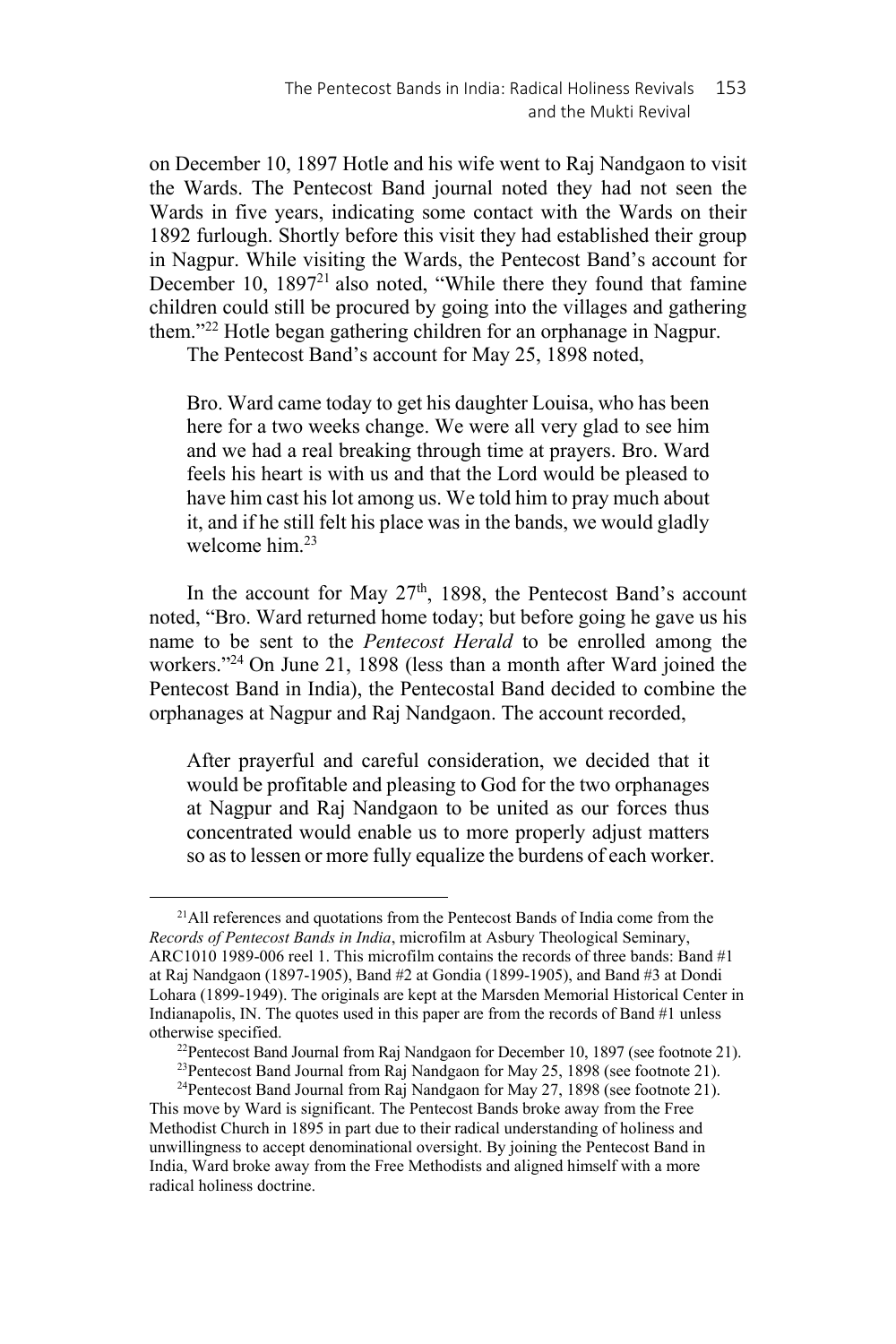on December 10, 1897 Hotle and his wife went to Raj Nandgaon to visit the Wards. The Pentecost Band journal noted they had not seen the Wards in five years, indicating some contact with the Wards on their 1892 furlough. Shortly before this visit they had established their group in Nagpur. While visiting the Wards, the Pentecost Band's account for December 10, 1897[21] also noted, "While there they found that famine children could still be procured by going into the villages and gathering them."[22] Hotle began gathering children for an orphanage in Nagpur.

The Pentecost Band's account for May 25, 1898 noted,

> Bro. Ward came today to get his daughter Louisa, who has been here for a two weeks change. We were all very glad to see him and we had a real breaking through time at prayers. Bro. Ward feels his heart is with us and that the Lord would be pleased to have him cast his lot among us. We told him to pray much about it, and if he still felt his place was in the bands, we would gladly welcome him.[23]

In the account for May 27th, 1898, the Pentecost Band's account noted, "Bro. Ward returned home today; but before going he gave us his name to be sent to the *Pentecost Herald* to be enrolled among the workers."[24] On June 21, 1898 (less than a month after Ward joined the Pentecost Band in India), the Pentecostal Band decided to combine the orphanages at Nagpur and Raj Nandgaon. The account recorded,

> After prayerful and careful consideration, we decided that it would be profitable and pleasing to God for the two orphanages at Nagpur and Raj Nandgaon to be united as our forces thus concentrated would enable us to more properly adjust matters so as to lessen or more fully equalize the burdens of each worker.

---

[21] All references and quotations from the Pentecost Bands of India come from the *Records of Pentecost Bands in India*, microfilm at Asbury Theological Seminary, ARC1010 1989-006 reel 1. This microfilm contains the records of three bands: Band #1 at Raj Nandgaon (1897-1905), Band #2 at Gondia (1899-1905), and Band #3 at Dondi Lohara (1899-1949). The originals are kept at the Marsden Memorial Historical Center in Indianapolis, IN. The quotes used in this paper are from the records of Band #1 unless otherwise specified.

[22] Pentecost Band Journal from Raj Nandgaon for December 10, 1897 (see footnote 21).

[23] Pentecost Band Journal from Raj Nandgaon for May 25, 1898 (see footnote 21).

[24] Pentecost Band Journal from Raj Nandgaon for May 27, 1898 (see footnote 21). This move by Ward is significant. The Pentecost Bands broke away from the Free Methodist Church in 1895 in part due to their radical understanding of holiness and unwillingness to accept denominational oversight. By joining the Pentecost Band in India, Ward broke away from the Free Methodists and aligned himself with a more radical holiness doctrine.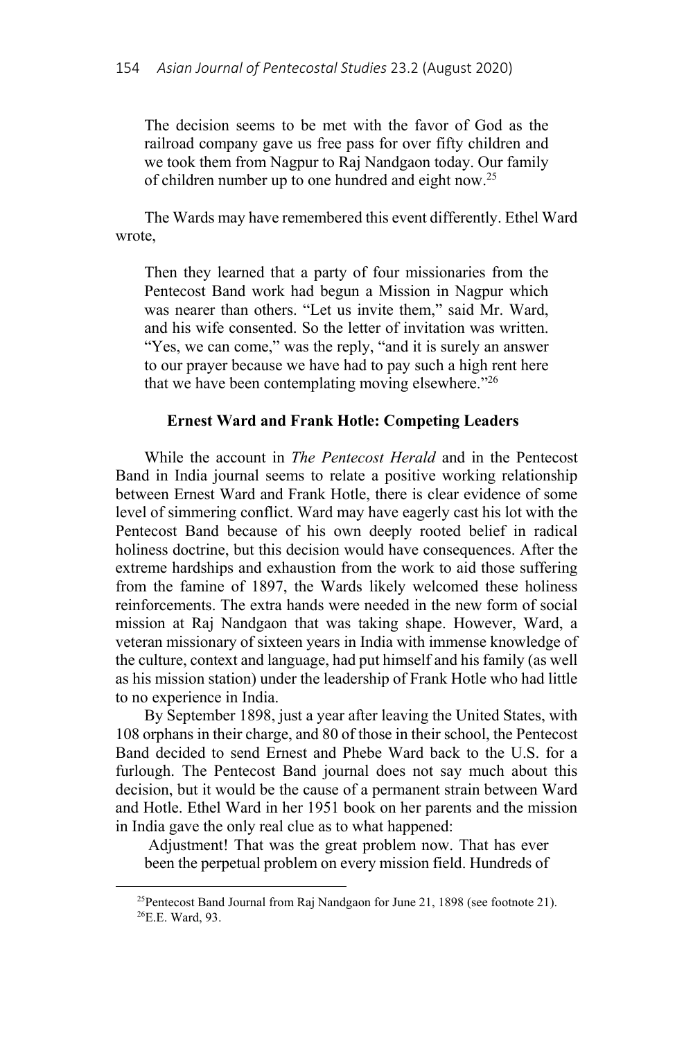> The decision seems to be met with the favor of God as the railroad company gave us free pass for over fifty children and we took them from Nagpur to Raj Nandgaon today. Our family of children number up to one hundred and eight now.[25]

The Wards may have remembered this event differently. Ethel Ward wrote,

> Then they learned that a party of four missionaries from the Pentecost Band work had begun a Mission in Nagpur which was nearer than others. "Let us invite them," said Mr. Ward, and his wife consented. So the letter of invitation was written. "Yes, we can come," was the reply, "and it is surely an answer to our prayer because we have had to pay such a high rent here that we have been contemplating moving elsewhere."[26]

### Ernest Ward and Frank Hotle: Competing Leaders

While the account in *The Pentecost Herald* and in the Pentecost Band in India journal seems to relate a positive working relationship between Ernest Ward and Frank Hotle, there is clear evidence of some level of simmering conflict. Ward may have eagerly cast his lot with the Pentecost Band because of his own deeply rooted belief in radical holiness doctrine, but this decision would have consequences. After the extreme hardships and exhaustion from the work to aid those suffering from the famine of 1897, the Wards likely welcomed these holiness reinforcements. The extra hands were needed in the new form of social mission at Raj Nandgaon that was taking shape. However, Ward, a veteran missionary of sixteen years in India with immense knowledge of the culture, context and language, had put himself and his family (as well as his mission station) under the leadership of Frank Hotle who had little to no experience in India.

By September 1898, just a year after leaving the United States, with 108 orphans in their charge, and 80 of those in their school, the Pentecost Band decided to send Ernest and Phebe Ward back to the U.S. for a furlough. The Pentecost Band journal does not say much about this decision, but it would be the cause of a permanent strain between Ward and Hotle. Ethel Ward in her 1951 book on her parents and the mission in India gave the only real clue as to what happened:

> Adjustment! That was the great problem now. That has ever been the perpetual problem on every mission field. Hundreds of

[25] Pentecost Band Journal from Raj Nandgaon for June 21, 1898 (see footnote 21).

[26] E.E. Ward, 93.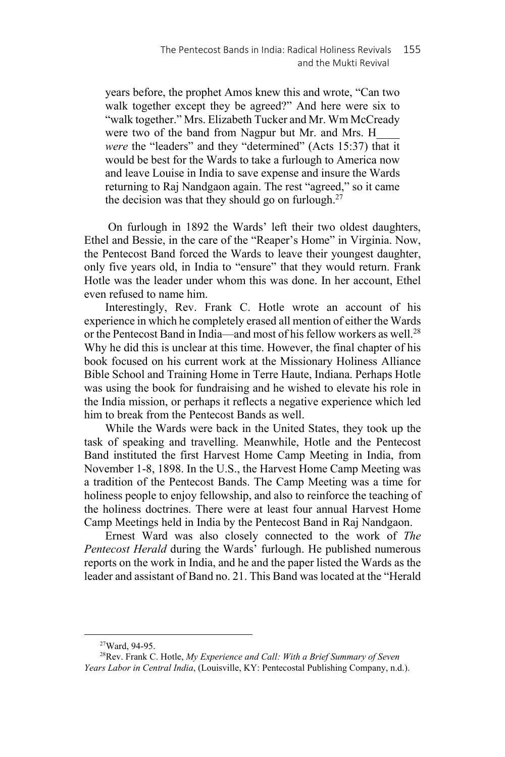years before, the prophet Amos knew this and wrote, "Can two walk together except they be agreed?" And here were six to "walk together." Mrs. Elizabeth Tucker and Mr. Wm McCready were two of the band from Nagpur but Mr. and Mrs. H____ *were* the "leaders" and they "determined" (Acts 15:37) that it would be best for the Wards to take a furlough to America now and leave Louise in India to save expense and insure the Wards returning to Raj Nandgaon again. The rest "agreed," so it came the decision was that they should go on furlough.[27]

On furlough in 1892 the Wards' left their two oldest daughters, Ethel and Bessie, in the care of the "Reaper's Home" in Virginia. Now, the Pentecost Band forced the Wards to leave their youngest daughter, only five years old, in India to "ensure" that they would return. Frank Hotle was the leader under whom this was done. In her account, Ethel even refused to name him.

Interestingly, Rev. Frank C. Hotle wrote an account of his experience in which he completely erased all mention of either the Wards or the Pentecost Band in India—and most of his fellow workers as well.[28] Why he did this is unclear at this time. However, the final chapter of his book focused on his current work at the Missionary Holiness Alliance Bible School and Training Home in Terre Haute, Indiana. Perhaps Hotle was using the book for fundraising and he wished to elevate his role in the India mission, or perhaps it reflects a negative experience which led him to break from the Pentecost Bands as well.

While the Wards were back in the United States, they took up the task of speaking and travelling. Meanwhile, Hotle and the Pentecost Band instituted the first Harvest Home Camp Meeting in India, from November 1-8, 1898. In the U.S., the Harvest Home Camp Meeting was a tradition of the Pentecost Bands. The Camp Meeting was a time for holiness people to enjoy fellowship, and also to reinforce the teaching of the holiness doctrines. There were at least four annual Harvest Home Camp Meetings held in India by the Pentecost Band in Raj Nandgaon.

Ernest Ward was also closely connected to the work of *The Pentecost Herald* during the Wards' furlough. He published numerous reports on the work in India, and he and the paper listed the Wards as the leader and assistant of Band no. 21. This Band was located at the "Herald

---

[27] Ward, 94-95.

[28] Rev. Frank C. Hotle, *My Experience and Call: With a Brief Summary of Seven Years Labor in Central India*, (Louisville, KY: Pentecostal Publishing Company, n.d.).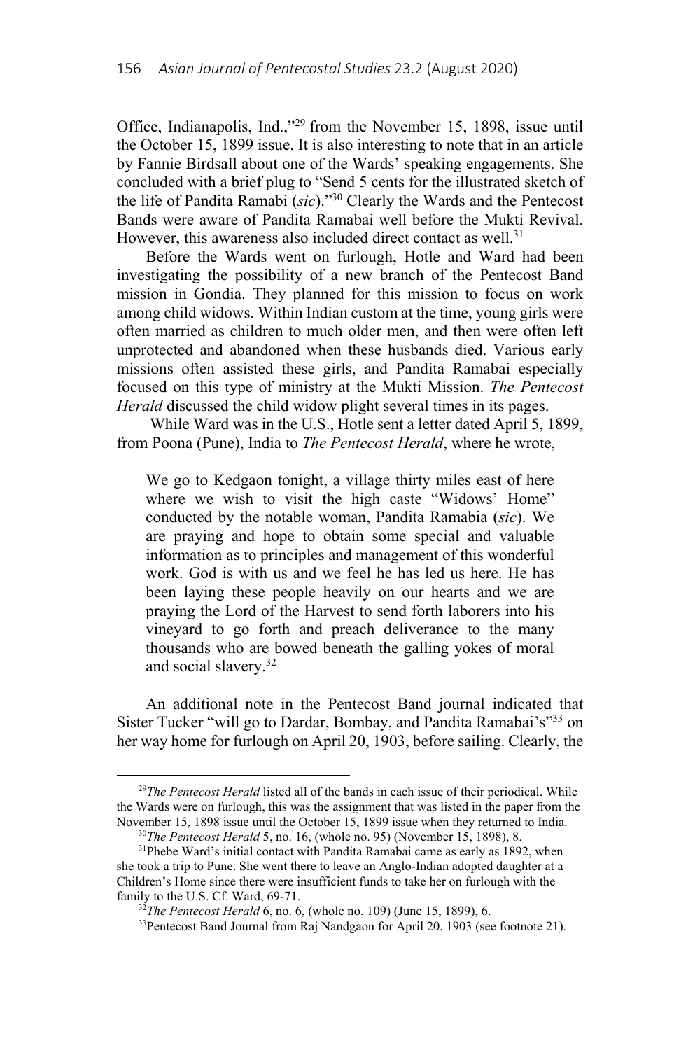Office, Indianapolis, Ind.,"[29] from the November 15, 1898, issue until the October 15, 1899 issue. It is also interesting to note that in an article by Fannie Birdsall about one of the Wards' speaking engagements. She concluded with a brief plug to "Send 5 cents for the illustrated sketch of the life of Pandita Ramabi (*sic*)."[30] Clearly the Wards and the Pentecost Bands were aware of Pandita Ramabai well before the Mukti Revival. However, this awareness also included direct contact as well.[31]

Before the Wards went on furlough, Hotle and Ward had been investigating the possibility of a new branch of the Pentecost Band mission in Gondia. They planned for this mission to focus on work among child widows. Within Indian custom at the time, young girls were often married as children to much older men, and then were often left unprotected and abandoned when these husbands died. Various early missions often assisted these girls, and Pandita Ramabai especially focused on this type of ministry at the Mukti Mission. *The Pentecost Herald* discussed the child widow plight several times in its pages.

While Ward was in the U.S., Hotle sent a letter dated April 5, 1899, from Poona (Pune), India to *The Pentecost Herald*, where he wrote,

> We go to Kedgaon tonight, a village thirty miles east of here where we wish to visit the high caste "Widows' Home" conducted by the notable woman, Pandita Ramabia (*sic*). We are praying and hope to obtain some special and valuable information as to principles and management of this wonderful work. God is with us and we feel he has led us here. He has been laying these people heavily on our hearts and we are praying the Lord of the Harvest to send forth laborers into his vineyard to go forth and preach deliverance to the many thousands who are bowed beneath the galling yokes of moral and social slavery.[32]

An additional note in the Pentecost Band journal indicated that Sister Tucker "will go to Dardar, Bombay, and Pandita Ramabai's"[33] on her way home for furlough on April 20, 1903, before sailing. Clearly, the

---

[29] *The Pentecost Herald* listed all of the bands in each issue of their periodical. While the Wards were on furlough, this was the assignment that was listed in the paper from the November 15, 1898 issue until the October 15, 1899 issue when they returned to India.

[30] *The Pentecost Herald* 5, no. 16, (whole no. 95) (November 15, 1898), 8.

[31] Phebe Ward's initial contact with Pandita Ramabai came as early as 1892, when she took a trip to Pune. She went there to leave an Anglo-Indian adopted daughter at a Children's Home since there were insufficient funds to take her on furlough with the family to the U.S. Cf. Ward, 69-71.

[32] *The Pentecost Herald* 6, no. 6, (whole no. 109) (June 15, 1899), 6.

[33] Pentecost Band Journal from Raj Nandgaon for April 20, 1903 (see footnote 21).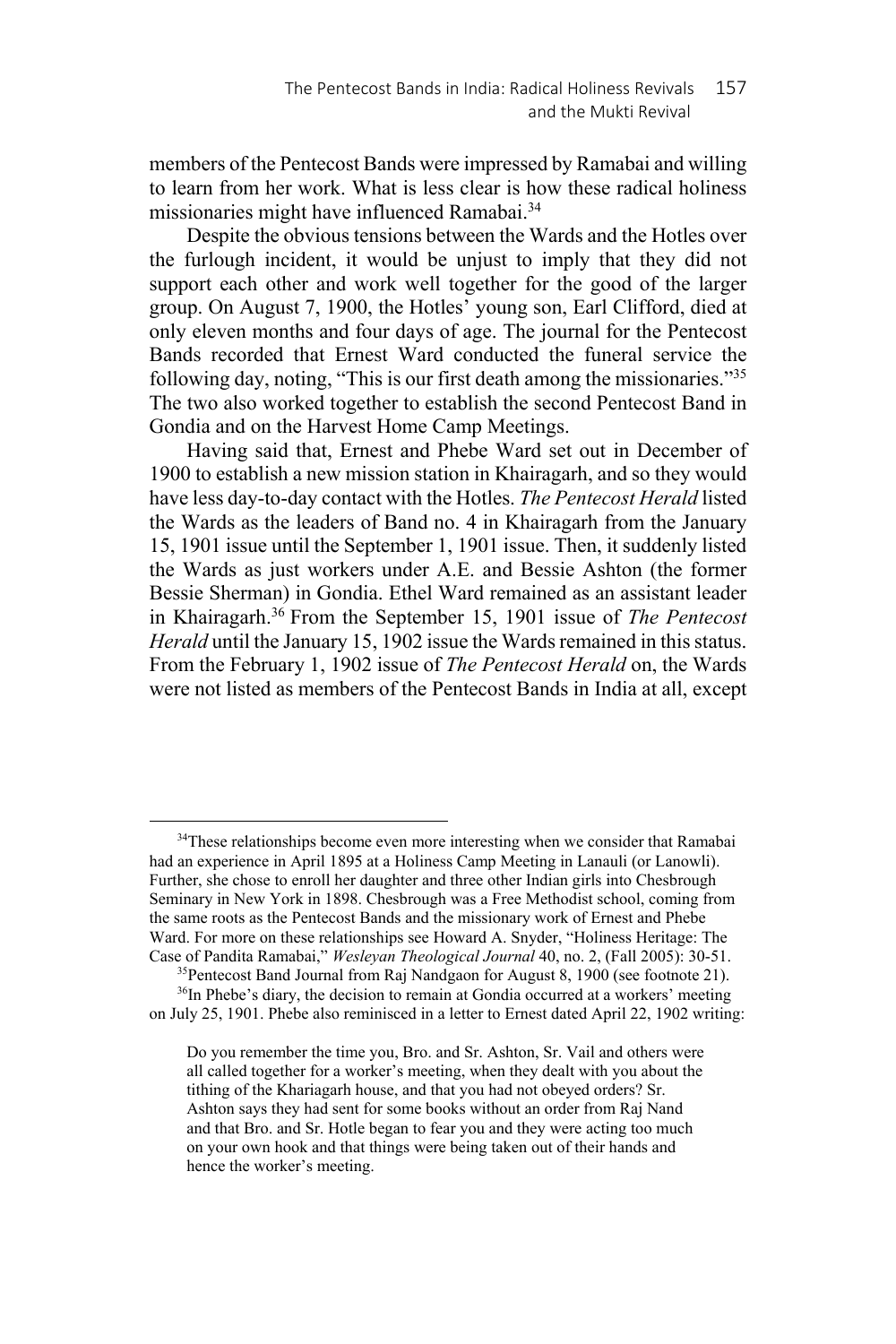members of the Pentecost Bands were impressed by Ramabai and willing to learn from her work. What is less clear is how these radical holiness missionaries might have influenced Ramabai.[34]

Despite the obvious tensions between the Wards and the Hotles over the furlough incident, it would be unjust to imply that they did not support each other and work well together for the good of the larger group. On August 7, 1900, the Hotles' young son, Earl Clifford, died at only eleven months and four days of age. The journal for the Pentecost Bands recorded that Ernest Ward conducted the funeral service the following day, noting, "This is our first death among the missionaries."[35] The two also worked together to establish the second Pentecost Band in Gondia and on the Harvest Home Camp Meetings.

Having said that, Ernest and Phebe Ward set out in December of 1900 to establish a new mission station in Khairagarh, and so they would have less day-to-day contact with the Hotles. *The Pentecost Herald* listed the Wards as the leaders of Band no. 4 in Khairagarh from the January 15, 1901 issue until the September 1, 1901 issue. Then, it suddenly listed the Wards as just workers under A.E. and Bessie Ashton (the former Bessie Sherman) in Gondia. Ethel Ward remained as an assistant leader in Khairagarh.[36] From the September 15, 1901 issue of *The Pentecost Herald* until the January 15, 1902 issue the Wards remained in this status. From the February 1, 1902 issue of *The Pentecost Herald* on, the Wards were not listed as members of the Pentecost Bands in India at all, except

---

[34]These relationships become even more interesting when we consider that Ramabai had an experience in April 1895 at a Holiness Camp Meeting in Lanauli (or Lanowli). Further, she chose to enroll her daughter and three other Indian girls into Chesbrough Seminary in New York in 1898. Chesbrough was a Free Methodist school, coming from the same roots as the Pentecost Bands and the missionary work of Ernest and Phebe Ward. For more on these relationships see Howard A. Snyder, "Holiness Heritage: The Case of Pandita Ramabai," *Wesleyan Theological Journal* 40, no. 2, (Fall 2005): 30-51.

[35]Pentecost Band Journal from Raj Nandgaon for August 8, 1900 (see footnote 21).

[36]In Phebe's diary, the decision to remain at Gondia occurred at a workers' meeting on July 25, 1901. Phebe also reminisced in a letter to Ernest dated April 22, 1902 writing:

> Do you remember the time you, Bro. and Sr. Ashton, Sr. Vail and others were all called together for a worker's meeting, when they dealt with you about the tithing of the Khariagarh house, and that you had not obeyed orders? Sr. Ashton says they had sent for some books without an order from Raj Nand and that Bro. and Sr. Hotle began to fear you and they were acting too much on your own hook and that things were being taken out of their hands and hence the worker's meeting.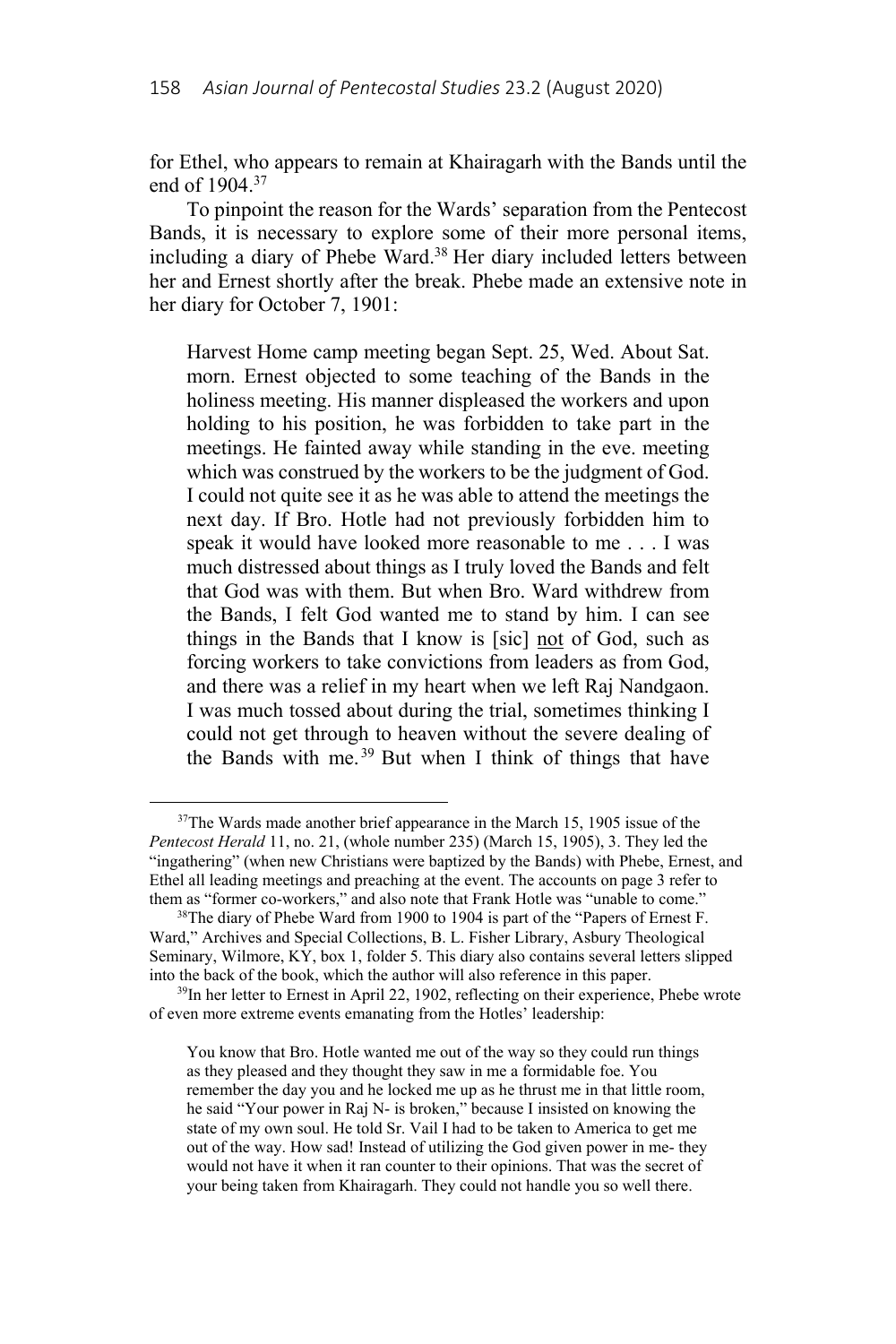for Ethel, who appears to remain at Khairagarh with the Bands until the end of 1904.[37]

To pinpoint the reason for the Wards' separation from the Pentecost Bands, it is necessary to explore some of their more personal items, including a diary of Phebe Ward.[38] Her diary included letters between her and Ernest shortly after the break. Phebe made an extensive note in her diary for October 7, 1901:

> Harvest Home camp meeting began Sept. 25, Wed. About Sat. morn. Ernest objected to some teaching of the Bands in the holiness meeting. His manner displeased the workers and upon holding to his position, he was forbidden to take part in the meetings. He fainted away while standing in the eve. meeting which was construed by the workers to be the judgment of God. I could not quite see it as he was able to attend the meetings the next day. If Bro. Hotle had not previously forbidden him to speak it would have looked more reasonable to me . . . I was much distressed about things as I truly loved the Bands and felt that God was with them. But when Bro. Ward withdrew from the Bands, I felt God wanted me to stand by him. I can see things in the Bands that I know is [sic] <u>not</u> of God, such as forcing workers to take convictions from leaders as from God, and there was a relief in my heart when we left Raj Nandgaon. I was much tossed about during the trial, sometimes thinking I could not get through to heaven without the severe dealing of the Bands with me.[39] But when I think of things that have

---

[37]The Wards made another brief appearance in the March 15, 1905 issue of the *Pentecost Herald* 11, no. 21, (whole number 235) (March 15, 1905), 3. They led the "ingathering" (when new Christians were baptized by the Bands) with Phebe, Ernest, and Ethel all leading meetings and preaching at the event. The accounts on page 3 refer to them as "former co-workers," and also note that Frank Hotle was "unable to come."

[38]The diary of Phebe Ward from 1900 to 1904 is part of the "Papers of Ernest F. Ward," Archives and Special Collections, B. L. Fisher Library, Asbury Theological Seminary, Wilmore, KY, box 1, folder 5. This diary also contains several letters slipped into the back of the book, which the author will also reference in this paper.

[39]In her letter to Ernest in April 22, 1902, reflecting on their experience, Phebe wrote of even more extreme events emanating from the Hotles' leadership:

> You know that Bro. Hotle wanted me out of the way so they could run things as they pleased and they thought they saw in me a formidable foe. You remember the day you and he locked me up as he thrust me in that little room, he said "Your power in Raj N- is broken," because I insisted on knowing the state of my own soul. He told Sr. Vail I had to be taken to America to get me out of the way. How sad! Instead of utilizing the God given power in me- they would not have it when it ran counter to their opinions. That was the secret of your being taken from Khairagarh. They could not handle you so well there.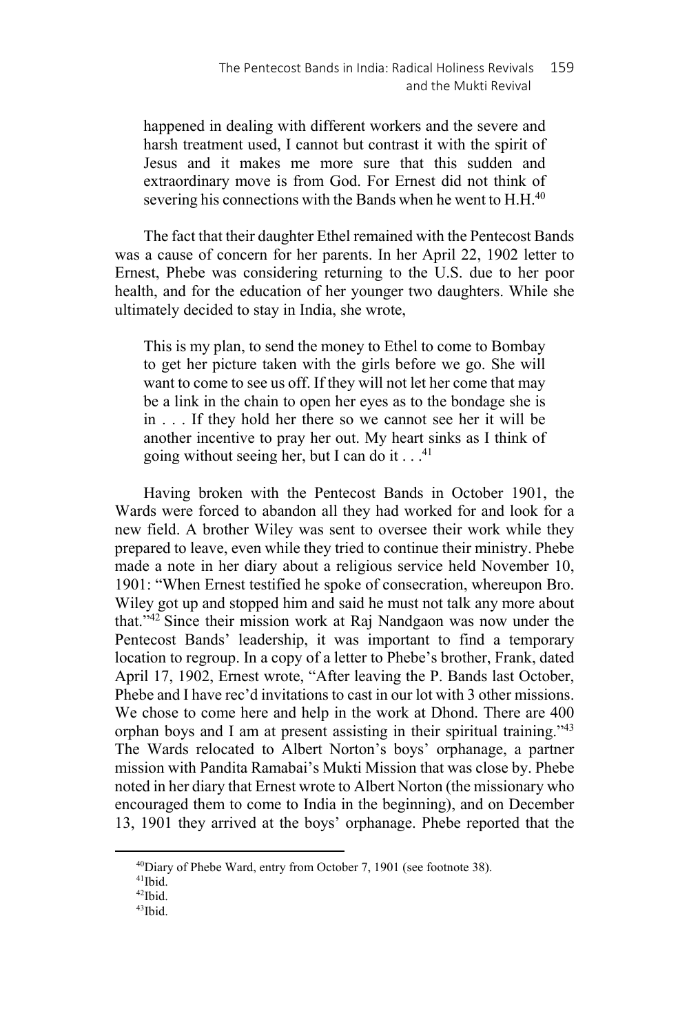> happened in dealing with different workers and the severe and harsh treatment used, I cannot but contrast it with the spirit of Jesus and it makes me more sure that this sudden and extraordinary move is from God. For Ernest did not think of severing his connections with the Bands when he went to H.H.[40]

The fact that their daughter Ethel remained with the Pentecost Bands was a cause of concern for her parents. In her April 22, 1902 letter to Ernest, Phebe was considering returning to the U.S. due to her poor health, and for the education of her younger two daughters. While she ultimately decided to stay in India, she wrote,

> This is my plan, to send the money to Ethel to come to Bombay to get her picture taken with the girls before we go. She will want to come to see us off. If they will not let her come that may be a link in the chain to open her eyes as to the bondage she is in . . . If they hold her there so we cannot see her it will be another incentive to pray her out. My heart sinks as I think of going without seeing her, but I can do it . . .[41]

Having broken with the Pentecost Bands in October 1901, the Wards were forced to abandon all they had worked for and look for a new field. A brother Wiley was sent to oversee their work while they prepared to leave, even while they tried to continue their ministry. Phebe made a note in her diary about a religious service held November 10, 1901: "When Ernest testified he spoke of consecration, whereupon Bro. Wiley got up and stopped him and said he must not talk any more about that."[42] Since their mission work at Raj Nandgaon was now under the Pentecost Bands' leadership, it was important to find a temporary location to regroup. In a copy of a letter to Phebe's brother, Frank, dated April 17, 1902, Ernest wrote, "After leaving the P. Bands last October, Phebe and I have rec'd invitations to cast in our lot with 3 other missions. We chose to come here and help in the work at Dhond. There are 400 orphan boys and I am at present assisting in their spiritual training."[43] The Wards relocated to Albert Norton's boys' orphanage, a partner mission with Pandita Ramabai's Mukti Mission that was close by. Phebe noted in her diary that Ernest wrote to Albert Norton (the missionary who encouraged them to come to India in the beginning), and on December 13, 1901 they arrived at the boys' orphanage. Phebe reported that the

---

[40] Diary of Phebe Ward, entry from October 7, 1901 (see footnote 38).

[41] Ibid.

[42] Ibid.

[43] Ibid.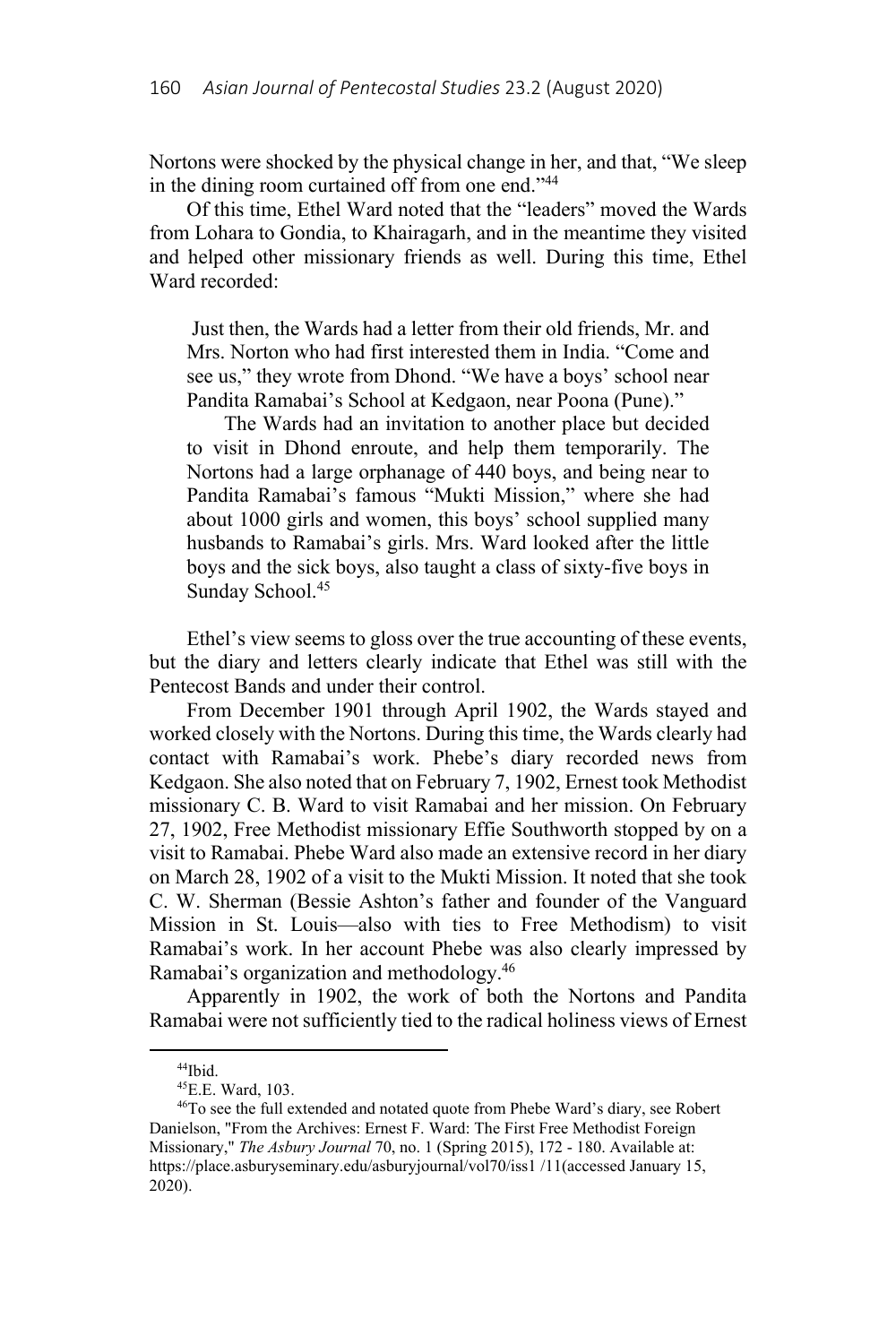Nortons were shocked by the physical change in her, and that, "We sleep in the dining room curtained off from one end."[44]

Of this time, Ethel Ward noted that the "leaders" moved the Wards from Lohara to Gondia, to Khairagarh, and in the meantime they visited and helped other missionary friends as well. During this time, Ethel Ward recorded:

> Just then, the Wards had a letter from their old friends, Mr. and Mrs. Norton who had first interested them in India. "Come and see us," they wrote from Dhond. "We have a boys' school near Pandita Ramabai's School at Kedgaon, near Poona (Pune)."
>
> The Wards had an invitation to another place but decided to visit in Dhond enroute, and help them temporarily. The Nortons had a large orphanage of 440 boys, and being near to Pandita Ramabai's famous "Mukti Mission," where she had about 1000 girls and women, this boys' school supplied many husbands to Ramabai's girls. Mrs. Ward looked after the little boys and the sick boys, also taught a class of sixty-five boys in Sunday School.[45]

Ethel's view seems to gloss over the true accounting of these events, but the diary and letters clearly indicate that Ethel was still with the Pentecost Bands and under their control.

From December 1901 through April 1902, the Wards stayed and worked closely with the Nortons. During this time, the Wards clearly had contact with Ramabai's work. Phebe's diary recorded news from Kedgaon. She also noted that on February 7, 1902, Ernest took Methodist missionary C. B. Ward to visit Ramabai and her mission. On February 27, 1902, Free Methodist missionary Effie Southworth stopped by on a visit to Ramabai. Phebe Ward also made an extensive record in her diary on March 28, 1902 of a visit to the Mukti Mission. It noted that she took C. W. Sherman (Bessie Ashton's father and founder of the Vanguard Mission in St. Louis—also with ties to Free Methodism) to visit Ramabai's work. In her account Phebe was also clearly impressed by Ramabai's organization and methodology.[46]

Apparently in 1902, the work of both the Nortons and Pandita Ramabai were not sufficiently tied to the radical holiness views of Ernest

---

[44]Ibid.

[45]E.E. Ward, 103.

[46]To see the full extended and notated quote from Phebe Ward's diary, see Robert Danielson, "From the Archives: Ernest F. Ward: The First Free Methodist Foreign Missionary," *The Asbury Journal* 70, no. 1 (Spring 2015), 172 - 180. Available at: https://place.asburyseminary.edu/asburyjournal/vol70/iss1 /11(accessed January 15, 2020).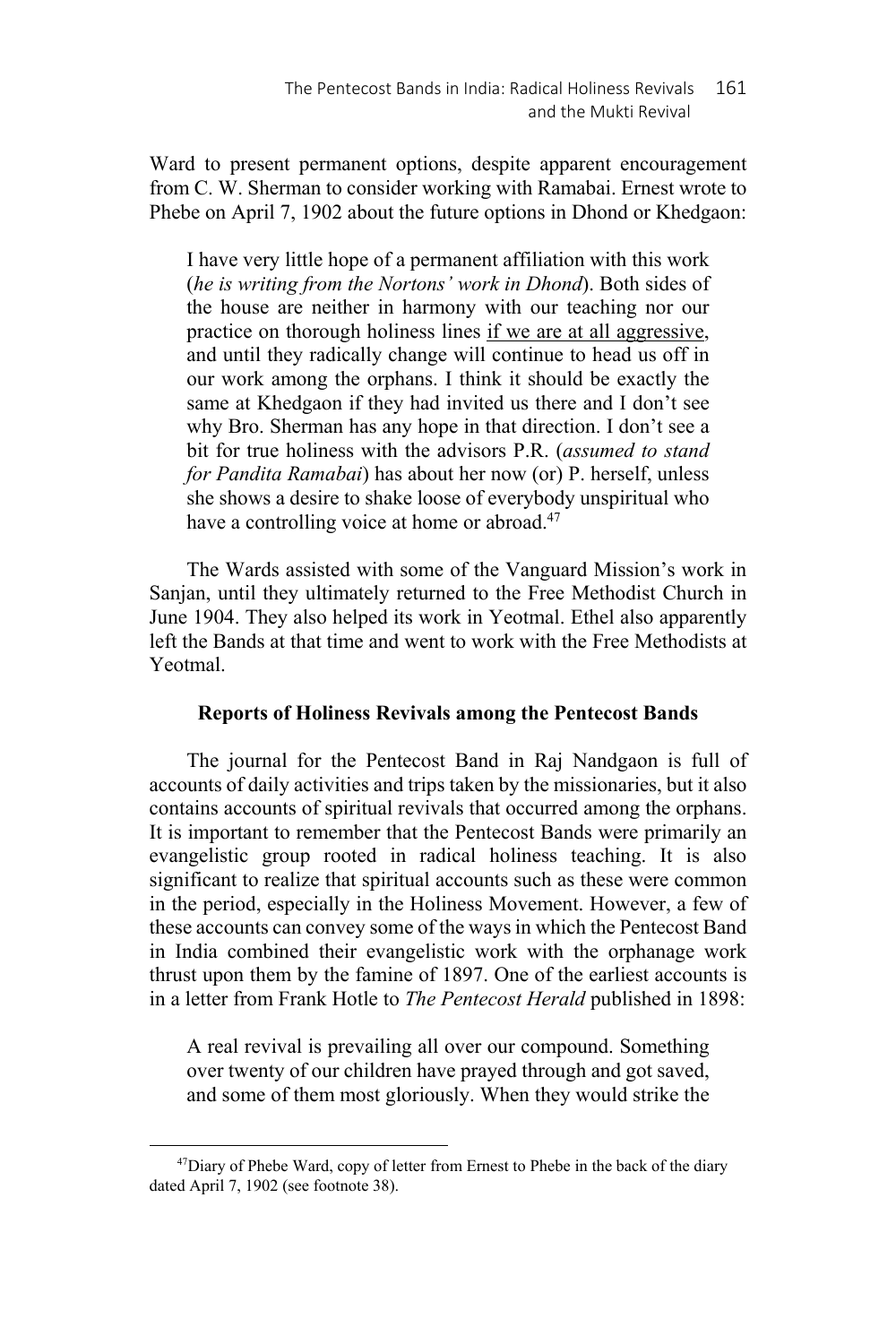Ward to present permanent options, despite apparent encouragement from C. W. Sherman to consider working with Ramabai. Ernest wrote to Phebe on April 7, 1902 about the future options in Dhond or Khedgaon:

> I have very little hope of a permanent affiliation with this work (*he is writing from the Nortons' work in Dhond*). Both sides of the house are neither in harmony with our teaching nor our practice on thorough holiness lines <u>if we are at all aggressive</u>, and until they radically change will continue to head us off in our work among the orphans. I think it should be exactly the same at Khedgaon if they had invited us there and I don't see why Bro. Sherman has any hope in that direction. I don't see a bit for true holiness with the advisors P.R. (*assumed to stand for Pandita Ramabai*) has about her now (or) P. herself, unless she shows a desire to shake loose of everybody unspiritual who have a controlling voice at home or abroad.[47]

The Wards assisted with some of the Vanguard Mission's work in Sanjan, until they ultimately returned to the Free Methodist Church in June 1904. They also helped its work in Yeotmal. Ethel also apparently left the Bands at that time and went to work with the Free Methodists at Yeotmal.

### Reports of Holiness Revivals among the Pentecost Bands

The journal for the Pentecost Band in Raj Nandgaon is full of accounts of daily activities and trips taken by the missionaries, but it also contains accounts of spiritual revivals that occurred among the orphans. It is important to remember that the Pentecost Bands were primarily an evangelistic group rooted in radical holiness teaching. It is also significant to realize that spiritual accounts such as these were common in the period, especially in the Holiness Movement. However, a few of these accounts can convey some of the ways in which the Pentecost Band in India combined their evangelistic work with the orphanage work thrust upon them by the famine of 1897. One of the earliest accounts is in a letter from Frank Hotle to *The Pentecost Herald* published in 1898:

> A real revival is prevailing all over our compound. Something over twenty of our children have prayed through and got saved, and some of them most gloriously. When they would strike the

[47]Diary of Phebe Ward, copy of letter from Ernest to Phebe in the back of the diary dated April 7, 1902 (see footnote 38).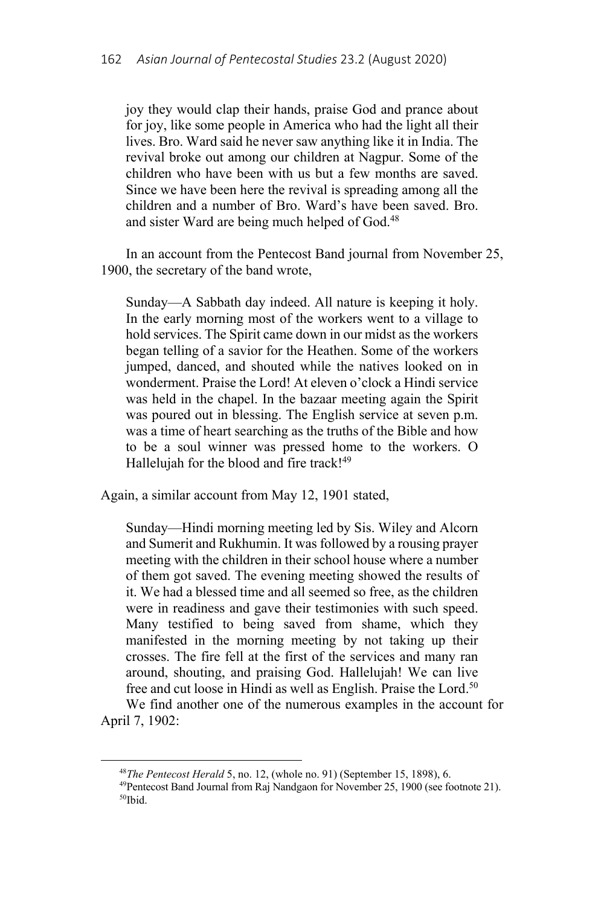joy they would clap their hands, praise God and prance about for joy, like some people in America who had the light all their lives. Bro. Ward said he never saw anything like it in India. The revival broke out among our children at Nagpur. Some of the children who have been with us but a few months are saved. Since we have been here the revival is spreading among all the children and a number of Bro. Ward's have been saved. Bro. and sister Ward are being much helped of God.[48]

In an account from the Pentecost Band journal from November 25, 1900, the secretary of the band wrote,

> Sunday—A Sabbath day indeed. All nature is keeping it holy. In the early morning most of the workers went to a village to hold services. The Spirit came down in our midst as the workers began telling of a savior for the Heathen. Some of the workers jumped, danced, and shouted while the natives looked on in wonderment. Praise the Lord! At eleven o'clock a Hindi service was held in the chapel. In the bazaar meeting again the Spirit was poured out in blessing. The English service at seven p.m. was a time of heart searching as the truths of the Bible and how to be a soul winner was pressed home to the workers. O Hallelujah for the blood and fire track![49]

Again, a similar account from May 12, 1901 stated,

> Sunday—Hindi morning meeting led by Sis. Wiley and Alcorn and Sumerit and Rukhumin. It was followed by a rousing prayer meeting with the children in their school house where a number of them got saved. The evening meeting showed the results of it. We had a blessed time and all seemed so free, as the children were in readiness and gave their testimonies with such speed. Many testified to being saved from shame, which they manifested in the morning meeting by not taking up their crosses. The fire fell at the first of the services and many ran around, shouting, and praising God. Hallelujah! We can live free and cut loose in Hindi as well as English. Praise the Lord.[50]

We find another one of the numerous examples in the account for April 7, 1902:

---

[48] *The Pentecost Herald* 5, no. 12, (whole no. 91) (September 15, 1898), 6.

[49] Pentecost Band Journal from Raj Nandgaon for November 25, 1900 (see footnote 21).

[50] Ibid.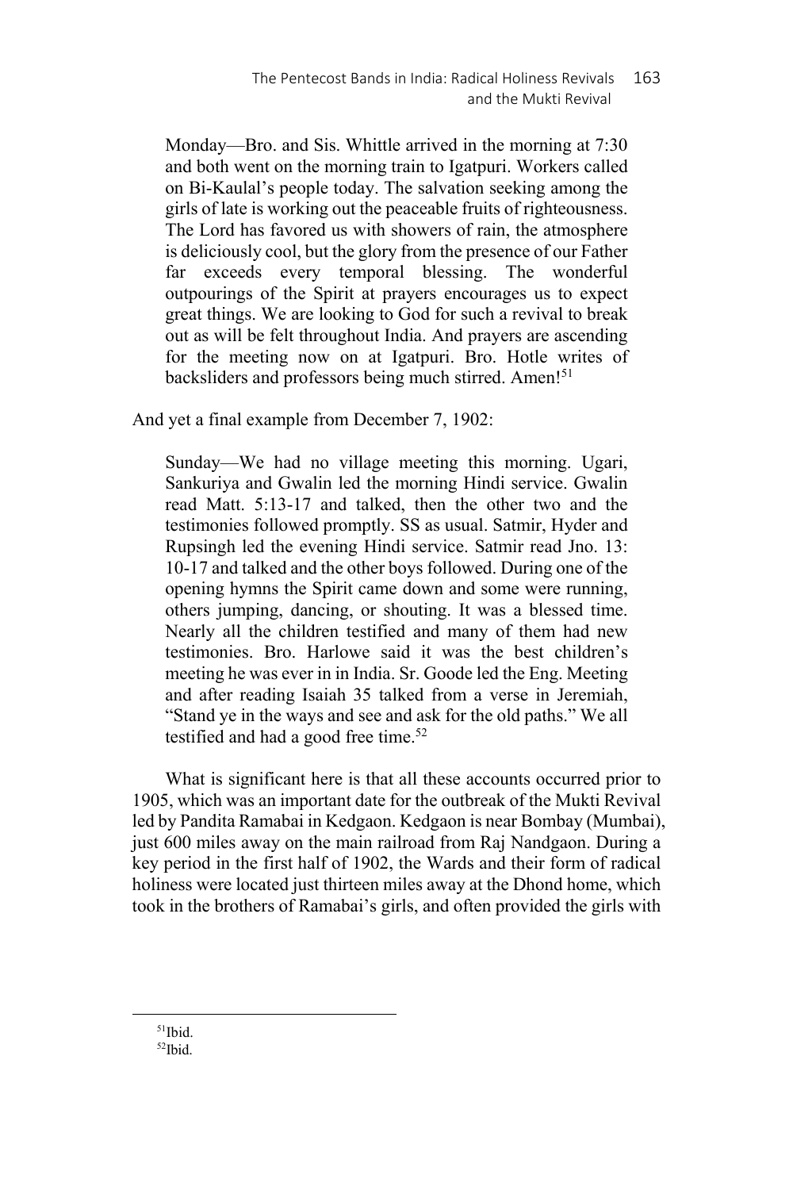> Monday—Bro. and Sis. Whittle arrived in the morning at 7:30 and both went on the morning train to Igatpuri. Workers called on Bi-Kaulal's people today. The salvation seeking among the girls of late is working out the peaceable fruits of righteousness. The Lord has favored us with showers of rain, the atmosphere is deliciously cool, but the glory from the presence of our Father far exceeds every temporal blessing. The wonderful outpourings of the Spirit at prayers encourages us to expect great things. We are looking to God for such a revival to break out as will be felt throughout India. And prayers are ascending for the meeting now on at Igatpuri. Bro. Hotle writes of backsliders and professors being much stirred. Amen![51]

And yet a final example from December 7, 1902:

> Sunday—We had no village meeting this morning. Ugari, Sankuriya and Gwalin led the morning Hindi service. Gwalin read Matt. 5:13-17 and talked, then the other two and the testimonies followed promptly. SS as usual. Satmir, Hyder and Rupsingh led the evening Hindi service. Satmir read Jno. 13: 10-17 and talked and the other boys followed. During one of the opening hymns the Spirit came down and some were running, others jumping, dancing, or shouting. It was a blessed time. Nearly all the children testified and many of them had new testimonies. Bro. Harlowe said it was the best children's meeting he was ever in in India. Sr. Goode led the Eng. Meeting and after reading Isaiah 35 talked from a verse in Jeremiah, "Stand ye in the ways and see and ask for the old paths." We all testified and had a good free time.[52]

What is significant here is that all these accounts occurred prior to 1905, which was an important date for the outbreak of the Mukti Revival led by Pandita Ramabai in Kedgaon. Kedgaon is near Bombay (Mumbai), just 600 miles away on the main railroad from Raj Nandgaon. During a key period in the first half of 1902, the Wards and their form of radical holiness were located just thirteen miles away at the Dhond home, which took in the brothers of Ramabai's girls, and often provided the girls with

[51]Ibid.

[52]Ibid.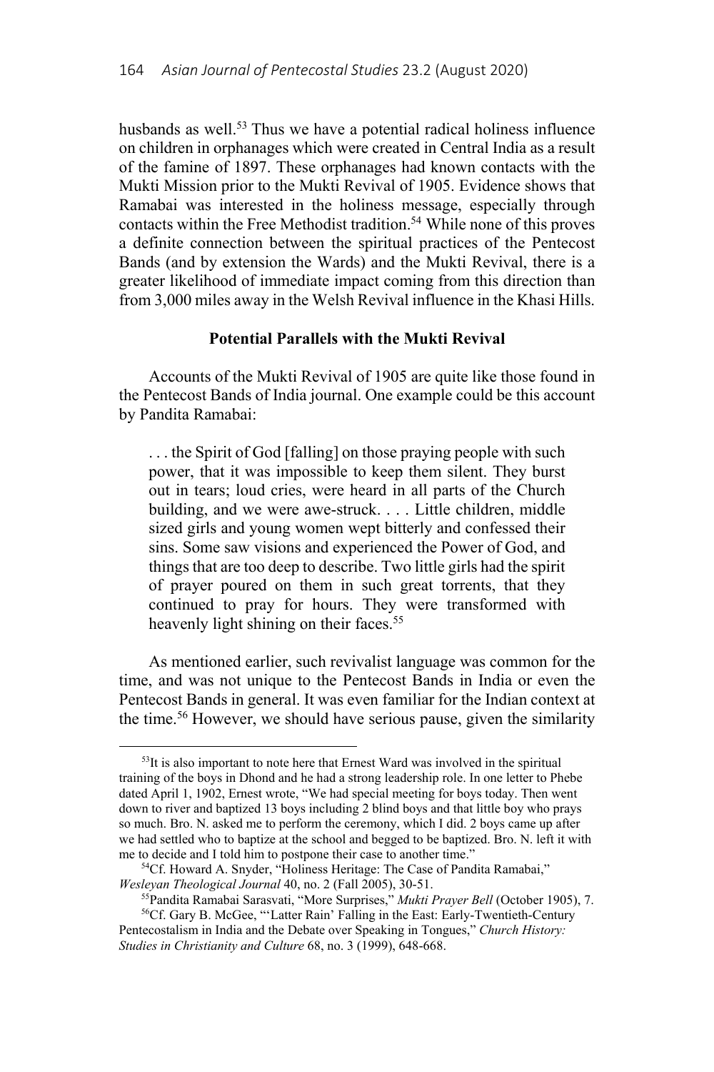husbands as well.[53] Thus we have a potential radical holiness influence on children in orphanages which were created in Central India as a result of the famine of 1897. These orphanages had known contacts with the Mukti Mission prior to the Mukti Revival of 1905. Evidence shows that Ramabai was interested in the holiness message, especially through contacts within the Free Methodist tradition.[54] While none of this proves a definite connection between the spiritual practices of the Pentecost Bands (and by extension the Wards) and the Mukti Revival, there is a greater likelihood of immediate impact coming from this direction than from 3,000 miles away in the Welsh Revival influence in the Khasi Hills.

### Potential Parallels with the Mukti Revival

Accounts of the Mukti Revival of 1905 are quite like those found in the Pentecost Bands of India journal. One example could be this account by Pandita Ramabai:

> . . . the Spirit of God [falling] on those praying people with such power, that it was impossible to keep them silent. They burst out in tears; loud cries, were heard in all parts of the Church building, and we were awe-struck. . . . Little children, middle sized girls and young women wept bitterly and confessed their sins. Some saw visions and experienced the Power of God, and things that are too deep to describe. Two little girls had the spirit of prayer poured on them in such great torrents, that they continued to pray for hours. They were transformed with heavenly light shining on their faces.[55]

As mentioned earlier, such revivalist language was common for the time, and was not unique to the Pentecost Bands in India or even the Pentecost Bands in general. It was even familiar for the Indian context at the time.[56] However, we should have serious pause, given the similarity

---

[53] It is also important to note here that Ernest Ward was involved in the spiritual training of the boys in Dhond and he had a strong leadership role. In one letter to Phebe dated April 1, 1902, Ernest wrote, "We had special meeting for boys today. Then went down to river and baptized 13 boys including 2 blind boys and that little boy who prays so much. Bro. N. asked me to perform the ceremony, which I did. 2 boys came up after we had settled who to baptize at the school and begged to be baptized. Bro. N. left it with me to decide and I told him to postpone their case to another time."

[54] Cf. Howard A. Snyder, "Holiness Heritage: The Case of Pandita Ramabai," *Wesleyan Theological Journal* 40, no. 2 (Fall 2005), 30-51.

[55] Pandita Ramabai Sarasvati, "More Surprises," *Mukti Prayer Bell* (October 1905), 7.

[56] Cf. Gary B. McGee, "'Latter Rain' Falling in the East: Early-Twentieth-Century Pentecostalism in India and the Debate over Speaking in Tongues," *Church History: Studies in Christianity and Culture* 68, no. 3 (1999), 648-668.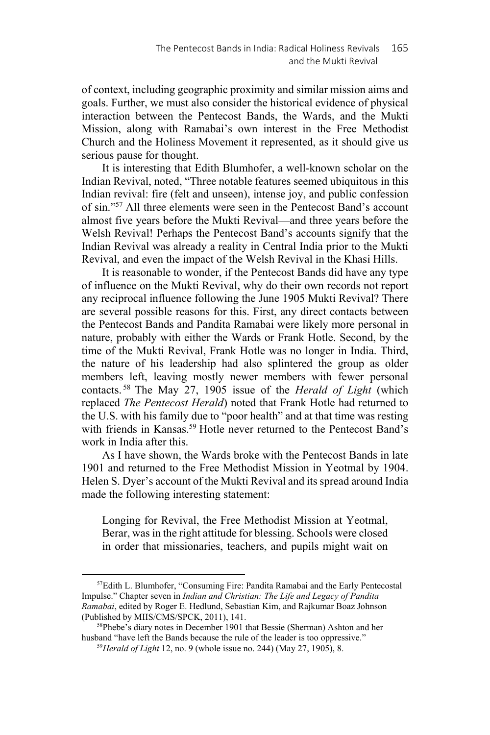of context, including geographic proximity and similar mission aims and goals. Further, we must also consider the historical evidence of physical interaction between the Pentecost Bands, the Wards, and the Mukti Mission, along with Ramabai's own interest in the Free Methodist Church and the Holiness Movement it represented, as it should give us serious pause for thought.

It is interesting that Edith Blumhofer, a well-known scholar on the Indian Revival, noted, "Three notable features seemed ubiquitous in this Indian revival: fire (felt and unseen), intense joy, and public confession of sin."[57] All three elements were seen in the Pentecost Band's account almost five years before the Mukti Revival—and three years before the Welsh Revival! Perhaps the Pentecost Band's accounts signify that the Indian Revival was already a reality in Central India prior to the Mukti Revival, and even the impact of the Welsh Revival in the Khasi Hills.

It is reasonable to wonder, if the Pentecost Bands did have any type of influence on the Mukti Revival, why do their own records not report any reciprocal influence following the June 1905 Mukti Revival? There are several possible reasons for this. First, any direct contacts between the Pentecost Bands and Pandita Ramabai were likely more personal in nature, probably with either the Wards or Frank Hotle. Second, by the time of the Mukti Revival, Frank Hotle was no longer in India. Third, the nature of his leadership had also splintered the group as older members left, leaving mostly newer members with fewer personal contacts.[58] The May 27, 1905 issue of the *Herald of Light* (which replaced *The Pentecost Herald*) noted that Frank Hotle had returned to the U.S. with his family due to "poor health" and at that time was resting with friends in Kansas.[59] Hotle never returned to the Pentecost Band's work in India after this.

As I have shown, the Wards broke with the Pentecost Bands in late 1901 and returned to the Free Methodist Mission in Yeotmal by 1904. Helen S. Dyer's account of the Mukti Revival and its spread around India made the following interesting statement:

> Longing for Revival, the Free Methodist Mission at Yeotmal, Berar, was in the right attitude for blessing. Schools were closed in order that missionaries, teachers, and pupils might wait on

[57] Edith L. Blumhofer, "Consuming Fire: Pandita Ramabai and the Early Pentecostal Impulse." Chapter seven in *Indian and Christian: The Life and Legacy of Pandita Ramabai*, edited by Roger E. Hedlund, Sebastian Kim, and Rajkumar Boaz Johnson (Published by MIIS/CMS/SPCK, 2011), 141.

[58] Phebe's diary notes in December 1901 that Bessie (Sherman) Ashton and her husband "have left the Bands because the rule of the leader is too oppressive."

[59] *Herald of Light* 12, no. 9 (whole issue no. 244) (May 27, 1905), 8.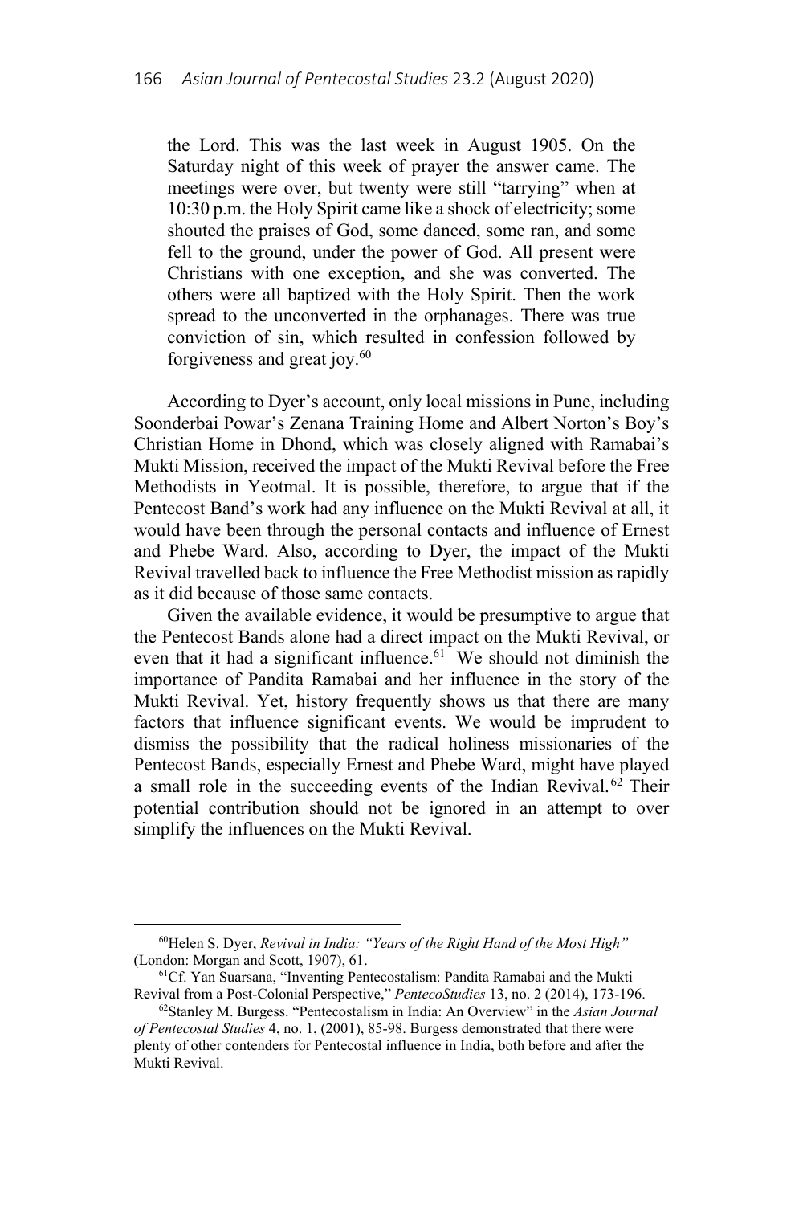> the Lord. This was the last week in August 1905. On the Saturday night of this week of prayer the answer came. The meetings were over, but twenty were still "tarrying" when at 10:30 p.m. the Holy Spirit came like a shock of electricity; some shouted the praises of God, some danced, some ran, and some fell to the ground, under the power of God. All present were Christians with one exception, and she was converted. The others were all baptized with the Holy Spirit. Then the work spread to the unconverted in the orphanages. There was true conviction of sin, which resulted in confession followed by forgiveness and great joy.[60]

According to Dyer's account, only local missions in Pune, including Soonderbai Powar's Zenana Training Home and Albert Norton's Boy's Christian Home in Dhond, which was closely aligned with Ramabai's Mukti Mission, received the impact of the Mukti Revival before the Free Methodists in Yeotmal. It is possible, therefore, to argue that if the Pentecost Band's work had any influence on the Mukti Revival at all, it would have been through the personal contacts and influence of Ernest and Phebe Ward. Also, according to Dyer, the impact of the Mukti Revival travelled back to influence the Free Methodist mission as rapidly as it did because of those same contacts.

Given the available evidence, it would be presumptive to argue that the Pentecost Bands alone had a direct impact on the Mukti Revival, or even that it had a significant influence.[61] We should not diminish the importance of Pandita Ramabai and her influence in the story of the Mukti Revival. Yet, history frequently shows us that there are many factors that influence significant events. We would be imprudent to dismiss the possibility that the radical holiness missionaries of the Pentecost Bands, especially Ernest and Phebe Ward, might have played a small role in the succeeding events of the Indian Revival.[62] Their potential contribution should not be ignored in an attempt to over simplify the influences on the Mukti Revival.

---

[60]Helen S. Dyer, *Revival in India: "Years of the Right Hand of the Most High"* (London: Morgan and Scott, 1907), 61.

[61]Cf. Yan Suarsana, "Inventing Pentecostalism: Pandita Ramabai and the Mukti Revival from a Post-Colonial Perspective," *PentecoStudies* 13, no. 2 (2014), 173-196.

[62]Stanley M. Burgess. "Pentecostalism in India: An Overview" in the *Asian Journal of Pentecostal Studies* 4, no. 1, (2001), 85-98. Burgess demonstrated that there were plenty of other contenders for Pentecostal influence in India, both before and after the Mukti Revival.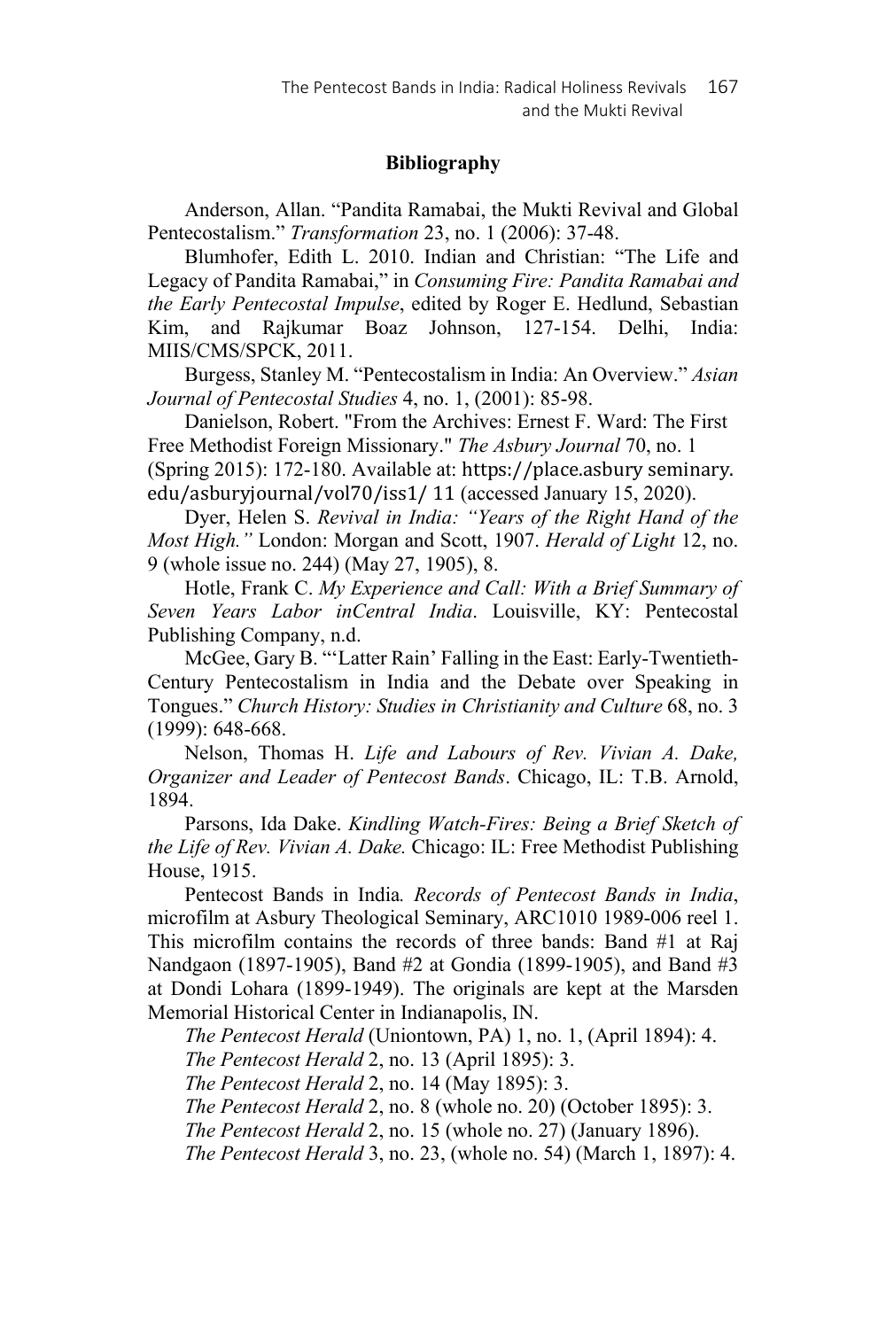## Bibliography

Anderson, Allan. “Pandita Ramabai, the Mukti Revival and Global Pentecostalism.” *Transformation* 23, no. 1 (2006): 37-48.

Blumhofer, Edith L. 2010. Indian and Christian: “The Life and Legacy of Pandita Ramabai,” in *Consuming Fire: Pandita Ramabai and the Early Pentecostal Impulse*, edited by Roger E. Hedlund, Sebastian Kim, and Rajkumar Boaz Johnson, 127-154. Delhi, India: MIIS/CMS/SPCK, 2011.

Burgess, Stanley M. “Pentecostalism in India: An Overview.” *Asian Journal of Pentecostal Studies* 4, no. 1, (2001): 85-98.

Danielson, Robert. "From the Archives: Ernest F. Ward: The First Free Methodist Foreign Missionary." *The Asbury Journal* 70, no. 1 (Spring 2015): 172-180. Available at: https://place.asbury seminary. edu/asburyjournal/vol70/iss1/ 11 (accessed January 15, 2020).

Dyer, Helen S. *Revival in India: “Years of the Right Hand of the Most High.”* London: Morgan and Scott, 1907. *Herald of Light* 12, no. 9 (whole issue no. 244) (May 27, 1905), 8.

Hotle, Frank C. *My Experience and Call: With a Brief Summary of Seven Years Labor inCentral India*. Louisville, KY: Pentecostal Publishing Company, n.d.

McGee, Gary B. “‘Latter Rain’ Falling in the East: Early-Twentieth-Century Pentecostalism in India and the Debate over Speaking in Tongues.” *Church History: Studies in Christianity and Culture* 68, no. 3 (1999): 648-668.

Nelson, Thomas H. *Life and Labours of Rev. Vivian A. Dake, Organizer and Leader of Pentecost Bands*. Chicago, IL: T.B. Arnold, 1894.

Parsons, Ida Dake. *Kindling Watch-Fires: Being a Brief Sketch of the Life of Rev. Vivian A. Dake.* Chicago: IL: Free Methodist Publishing House, 1915.

Pentecost Bands in India*. Records of Pentecost Bands in India*, microfilm at Asbury Theological Seminary, ARC1010 1989-006 reel 1. This microfilm contains the records of three bands: Band #1 at Raj Nandgaon (1897-1905), Band #2 at Gondia (1899-1905), and Band #3 at Dondi Lohara (1899-1949). The originals are kept at the Marsden Memorial Historical Center in Indianapolis, IN.

*The Pentecost Herald* (Uniontown, PA) 1, no. 1, (April 1894): 4.

*The Pentecost Herald* 2, no. 13 (April 1895): 3.

*The Pentecost Herald* 2, no. 14 (May 1895): 3.

*The Pentecost Herald* 2, no. 8 (whole no. 20) (October 1895): 3.

*The Pentecost Herald* 2, no. 15 (whole no. 27) (January 1896).

*The Pentecost Herald* 3, no. 23, (whole no. 54) (March 1, 1897): 4.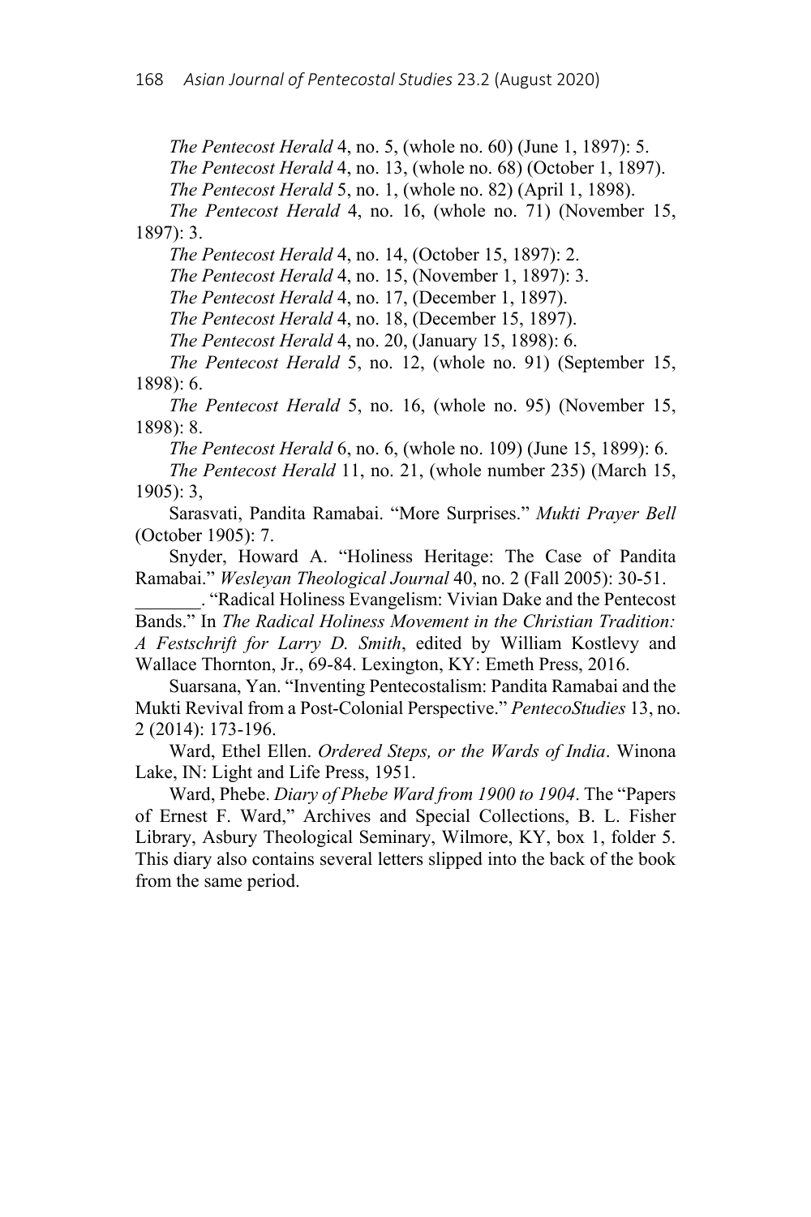*The Pentecost Herald* 4, no. 5, (whole no. 60) (June 1, 1897): 5.

*The Pentecost Herald* 4, no. 13, (whole no. 68) (October 1, 1897).

*The Pentecost Herald* 5, no. 1, (whole no. 82) (April 1, 1898).

*The Pentecost Herald* 4, no. 16, (whole no. 71) (November 15, 1897): 3.

*The Pentecost Herald* 4, no. 14, (October 15, 1897): 2.

*The Pentecost Herald* 4, no. 15, (November 1, 1897): 3.

*The Pentecost Herald* 4, no. 17, (December 1, 1897).

*The Pentecost Herald* 4, no. 18, (December 15, 1897).

*The Pentecost Herald* 4, no. 20, (January 15, 1898): 6.

*The Pentecost Herald* 5, no. 12, (whole no. 91) (September 15, 1898): 6.

*The Pentecost Herald* 5, no. 16, (whole no. 95) (November 15, 1898): 8.

*The Pentecost Herald* 6, no. 6, (whole no. 109) (June 15, 1899): 6.

*The Pentecost Herald* 11, no. 21, (whole number 235) (March 15, 1905): 3,

Sarasvati, Pandita Ramabai. "More Surprises." *Mukti Prayer Bell* (October 1905): 7.

Snyder, Howard A. "Holiness Heritage: The Case of Pandita Ramabai." *Wesleyan Theological Journal* 40, no. 2 (Fall 2005): 30-51.

_______. "Radical Holiness Evangelism: Vivian Dake and the Pentecost Bands." In *The Radical Holiness Movement in the Christian Tradition: A Festschrift for Larry D. Smith*, edited by William Kostlevy and Wallace Thornton, Jr., 69-84. Lexington, KY: Emeth Press, 2016.

Suarsana, Yan. "Inventing Pentecostalism: Pandita Ramabai and the Mukti Revival from a Post-Colonial Perspective." *PentecoStudies* 13, no. 2 (2014): 173-196.

Ward, Ethel Ellen. *Ordered Steps, or the Wards of India*. Winona Lake, IN: Light and Life Press, 1951.

Ward, Phebe. *Diary of Phebe Ward from 1900 to 1904*. The "Papers of Ernest F. Ward," Archives and Special Collections, B. L. Fisher Library, Asbury Theological Seminary, Wilmore, KY, box 1, folder 5. This diary also contains several letters slipped into the back of the book from the same period.